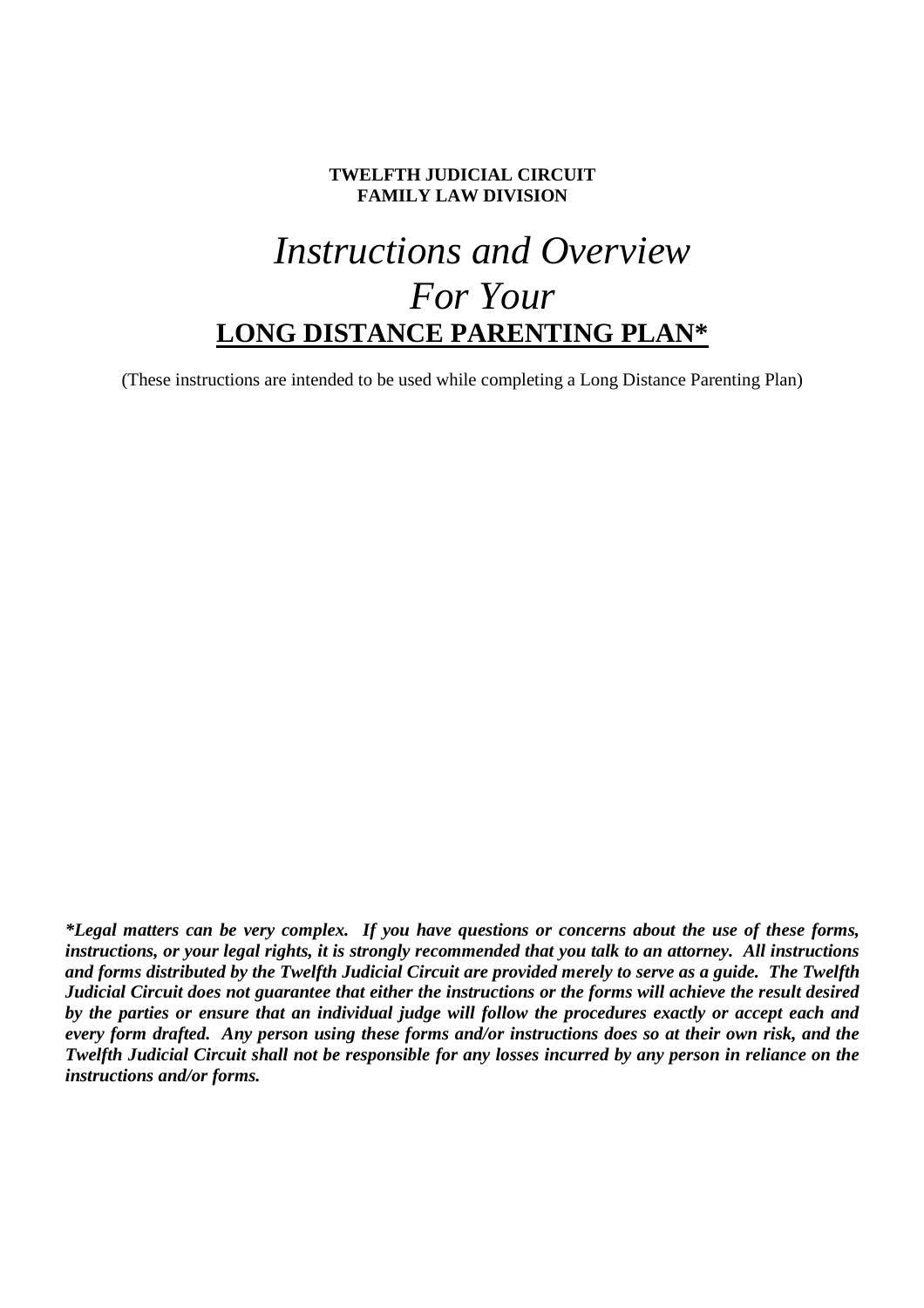**TWELFTH JUDICIAL CIRCUIT**
**FAMILY LAW DIVISION**

# *Instructions and Overview For Your*

# **LONG DISTANCE PARENTING PLAN***

(These instructions are intended to be used while completing a Long Distance Parenting Plan)

***Legal matters can be very complex. If you have questions or concerns about the use of these forms, instructions, or your legal rights, it is strongly recommended that you talk to an attorney. All instructions and forms distributed by the Twelfth Judicial Circuit are provided merely to serve as a guide. The Twelfth Judicial Circuit does not guarantee that either the instructions or the forms will achieve the result desired by the parties or ensure that an individual judge will follow the procedures exactly or accept each and every form drafted. Any person using these forms and/or instructions does so at their own risk, and the Twelfth Judicial Circuit shall not be responsible for any losses incurred by any person in reliance on the instructions and/or forms.***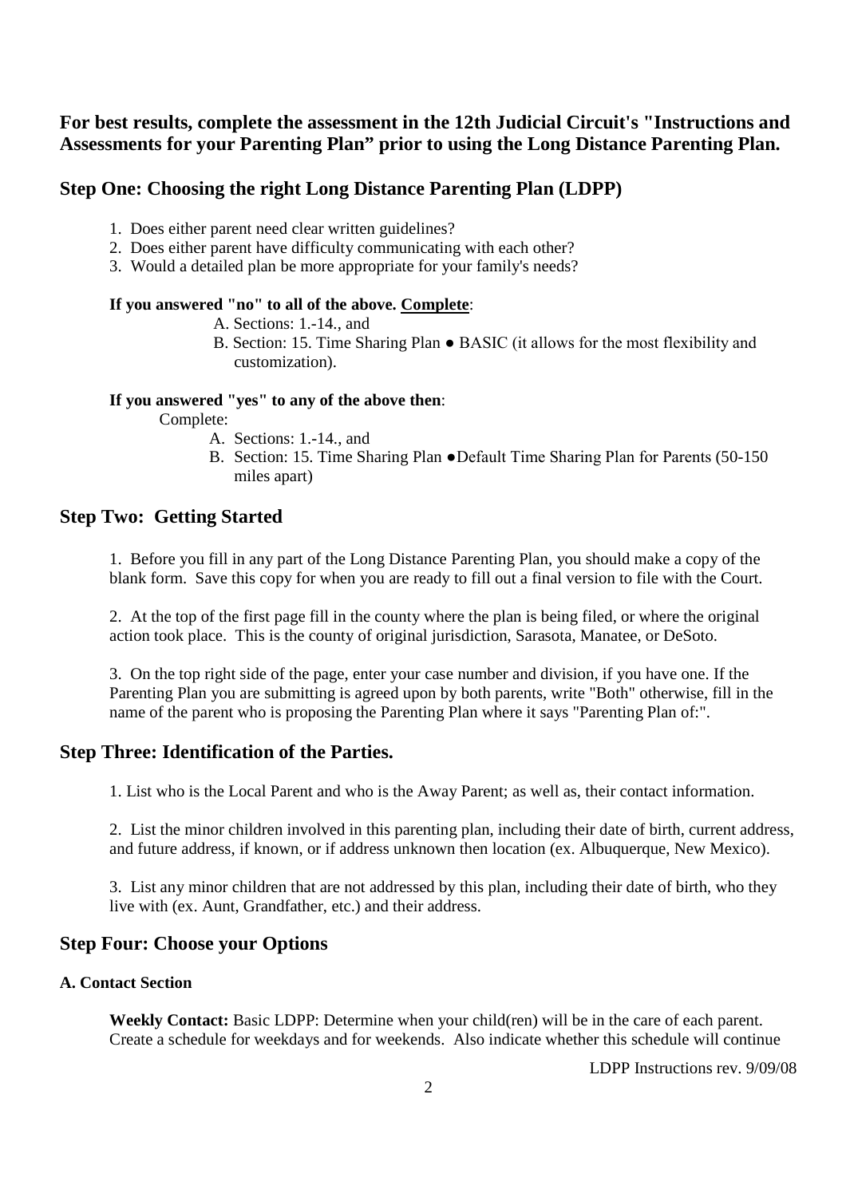**For best results, complete the assessment in the 12th Judicial Circuit's "Instructions and Assessments for your Parenting Plan" prior to using the Long Distance Parenting Plan.**

## Step One: Choosing the right Long Distance Parenting Plan (LDPP)

1. Does either parent need clear written guidelines?
2. Does either parent have difficulty communicating with each other?
3. Would a detailed plan be more appropriate for your family's needs?

**If you answered "no" to all of the above. <u>Complete</u>:**

A. Sections: 1.-14., and

B. Section: 15. Time Sharing Plan ● BASIC (it allows for the most flexibility and customization).

**If you answered "yes" to any of the above then:**

Complete:

A. Sections: 1.-14., and

B. Section: 15. Time Sharing Plan ●Default Time Sharing Plan for Parents (50-150 miles apart)

## Step Two: Getting Started

1. Before you fill in any part of the Long Distance Parenting Plan, you should make a copy of the blank form. Save this copy for when you are ready to fill out a final version to file with the Court.

2. At the top of the first page fill in the county where the plan is being filed, or where the original action took place. This is the county of original jurisdiction, Sarasota, Manatee, or DeSoto.

3. On the top right side of the page, enter your case number and division, if you have one. If the Parenting Plan you are submitting is agreed upon by both parents, write "Both" otherwise, fill in the name of the parent who is proposing the Parenting Plan where it says "Parenting Plan of:".

## Step Three: Identification of the Parties.

1. List who is the Local Parent and who is the Away Parent; as well as, their contact information.

2. List the minor children involved in this parenting plan, including their date of birth, current address, and future address, if known, or if address unknown then location (ex. Albuquerque, New Mexico).

3. List any minor children that are not addressed by this plan, including their date of birth, who they live with (ex. Aunt, Grandfather, etc.) and their address.

## Step Four: Choose your Options

### A. Contact Section

**Weekly Contact:** Basic LDPP: Determine when your child(ren) will be in the care of each parent. Create a schedule for weekdays and for weekends. Also indicate whether this schedule will continue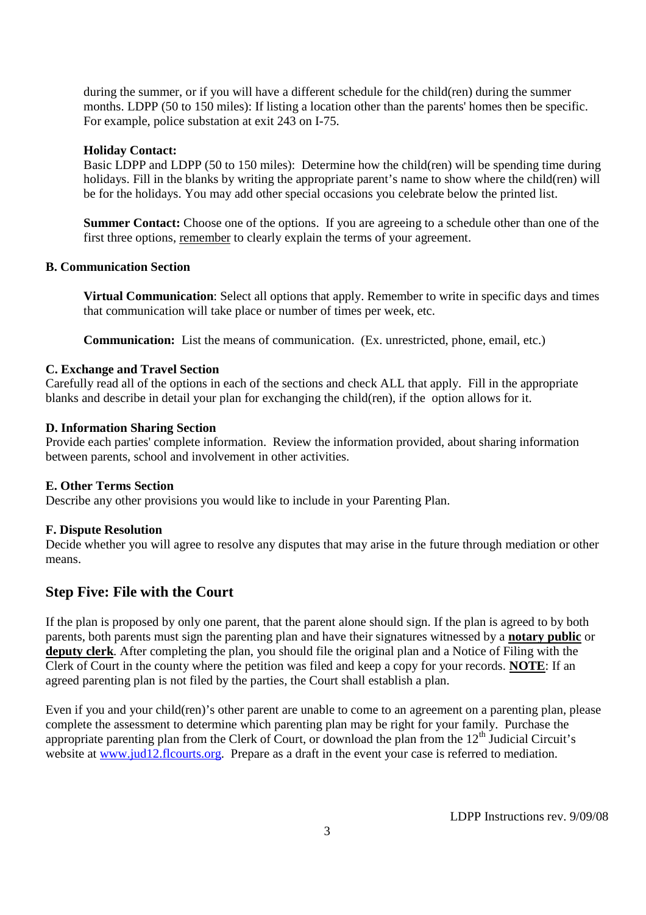during the summer, or if you will have a different schedule for the child(ren) during the summer months. LDPP (50 to 150 miles): If listing a location other than the parents' homes then be specific. For example, police substation at exit 243 on I-75.

**Holiday Contact:**
Basic LDPP and LDPP (50 to 150 miles): Determine how the child(ren) will be spending time during holidays. Fill in the blanks by writing the appropriate parent's name to show where the child(ren) will be for the holidays. You may add other special occasions you celebrate below the printed list.

**Summer Contact:** Choose one of the options. If you are agreeing to a schedule other than one of the first three options, <u>remember</u> to clearly explain the terms of your agreement.

**B. Communication Section**

**Virtual Communication**: Select all options that apply. Remember to write in specific days and times that communication will take place or number of times per week, etc.

**Communication:** List the means of communication. (Ex. unrestricted, phone, email, etc.)

**C. Exchange and Travel Section**
Carefully read all of the options in each of the sections and check ALL that apply. Fill in the appropriate blanks and describe in detail your plan for exchanging the child(ren), if the option allows for it.

**D. Information Sharing Section**
Provide each parties' complete information. Review the information provided, about sharing information between parents, school and involvement in other activities.

**E. Other Terms Section**
Describe any other provisions you would like to include in your Parenting Plan.

**F. Dispute Resolution**
Decide whether you will agree to resolve any disputes that may arise in the future through mediation or other means.

## Step Five: File with the Court

If the plan is proposed by only one parent, that the parent alone should sign. If the plan is agreed to by both parents, both parents must sign the parenting plan and have their signatures witnessed by a **<u>notary public</u>** or **<u>deputy clerk</u>**. After completing the plan, you should file the original plan and a Notice of Filing with the Clerk of Court in the county where the petition was filed and keep a copy for your records. **<u>NOTE</u>**: If an agreed parenting plan is not filed by the parties, the Court shall establish a plan.

Even if you and your child(ren)'s other parent are unable to come to an agreement on a parenting plan, please complete the assessment to determine which parenting plan may be right for your family. Purchase the appropriate parenting plan from the Clerk of Court, or download the plan from the 12th Judicial Circuit's website at www.jud12.flcourts.org. Prepare as a draft in the event your case is referred to mediation.

LDPP Instructions rev. 9/09/08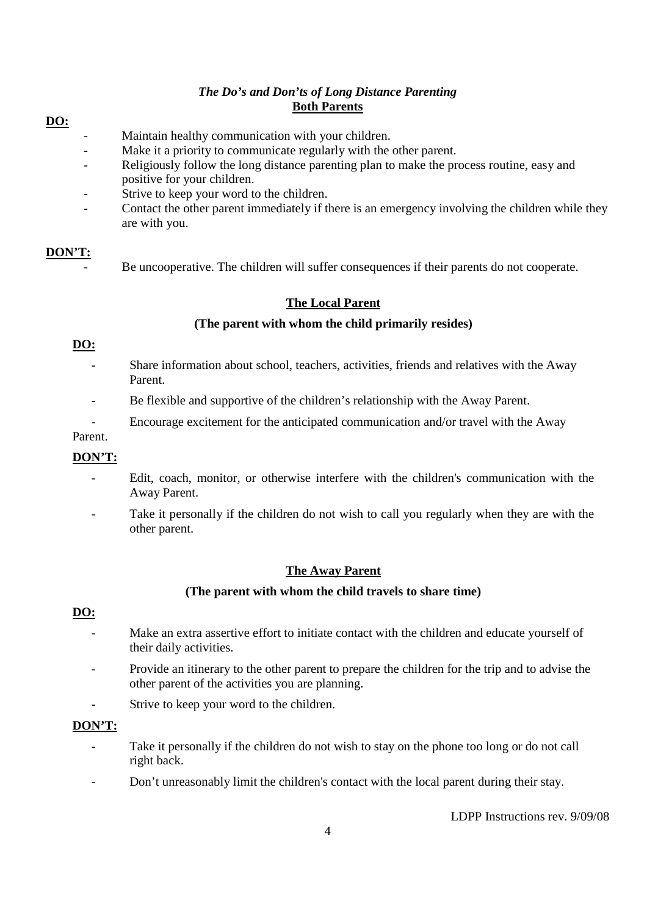## *The Do's and Don'ts of Long Distance Parenting*

### Both Parents

**DO:**

- Maintain healthy communication with your children.
- Make it a priority to communicate regularly with the other parent.
- Religiously follow the long distance parenting plan to make the process routine, easy and positive for your children.
- Strive to keep your word to the children.
- Contact the other parent immediately if there is an emergency involving the children while they are with you.

**DON'T:**

- Be uncooperative. The children will suffer consequences if their parents do not cooperate.

### The Local Parent

**(The parent with whom the child primarily resides)**

**DO:**

- Share information about school, teachers, activities, friends and relatives with the Away Parent.
- Be flexible and supportive of the children's relationship with the Away Parent.
- Encourage excitement for the anticipated communication and/or travel with the Away Parent.

**DON'T:**

- Edit, coach, monitor, or otherwise interfere with the children's communication with the Away Parent.
- Take it personally if the children do not wish to call you regularly when they are with the other parent.

### The Away Parent

**(The parent with whom the child travels to share time)**

**DO:**

- Make an extra assertive effort to initiate contact with the children and educate yourself of their daily activities.
- Provide an itinerary to the other parent to prepare the children for the trip and to advise the other parent of the activities you are planning.
- Strive to keep your word to the children.

**DON'T:**

- Take it personally if the children do not wish to stay on the phone too long or do not call right back.
- Don't unreasonably limit the children's contact with the local parent during their stay.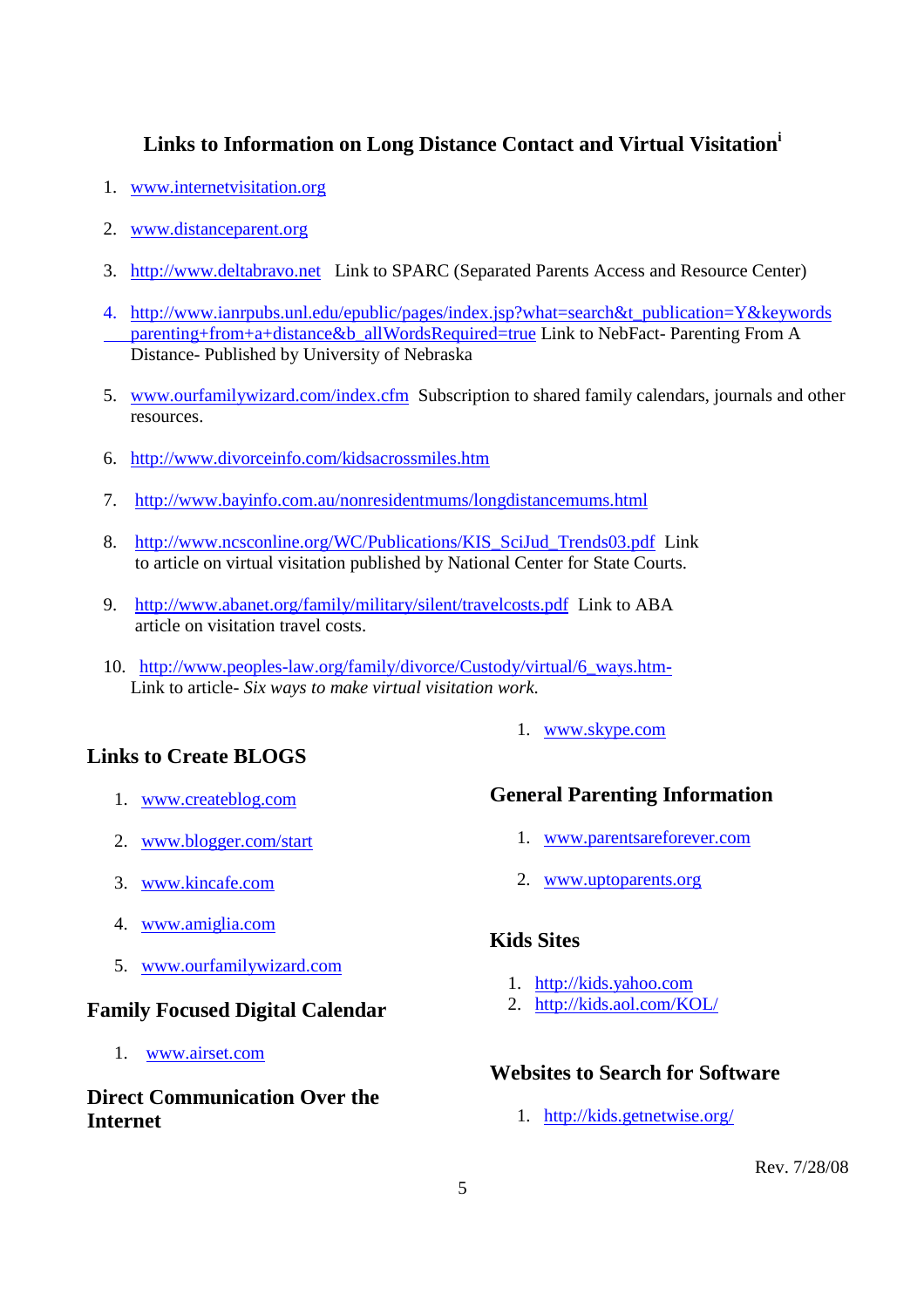## Links to Information on Long Distance Contact and Virtual Visitation[i]

1. www.internetvisitation.org
2. www.distanceparent.org
3. http://www.deltabravo.net Link to SPARC (Separated Parents Access and Resource Center)
4. http://www.ianrpubs.unl.edu/epublic/pages/index.jsp?what=search&t_publication=Y&keywords parenting+from+a+distance&b_allWordsRequired=true Link to NebFact- Parenting From A Distance- Published by University of Nebraska
5. www.ourfamilywizard.com/index.cfm Subscription to shared family calendars, journals and other resources.
6. http://www.divorceinfo.com/kidsacrossmiles.htm
7. http://www.bayinfo.com.au/nonresidentmums/longdistancemums.html
8. http://www.ncsconline.org/WC/Publications/KIS_SciJud_Trends03.pdf Link to article on virtual visitation published by National Center for State Courts.
9. http://www.abanet.org/family/military/silent/travelcosts.pdf Link to ABA article on visitation travel costs.
10. http://www.peoples-law.org/family/divorce/Custody/virtual/6_ways.htm- Link to article- *Six ways to make virtual visitation work*.

### Links to Create BLOGS

1. www.createblog.com
2. www.blogger.com/start
3. www.kincafe.com
4. www.amiglia.com
5. www.ourfamilywizard.com

### Family Focused Digital Calendar

1. www.airset.com

### Direct Communication Over the Internet

1. www.skype.com

### General Parenting Information

1. www.parentsareforever.com
2. www.uptoparents.org

### Kids Sites

1. http://kids.yahoo.com
2. http://kids.aol.com/KOL/

### Websites to Search for Software

1. http://kids.getnetwise.org/

Rev. 7/28/08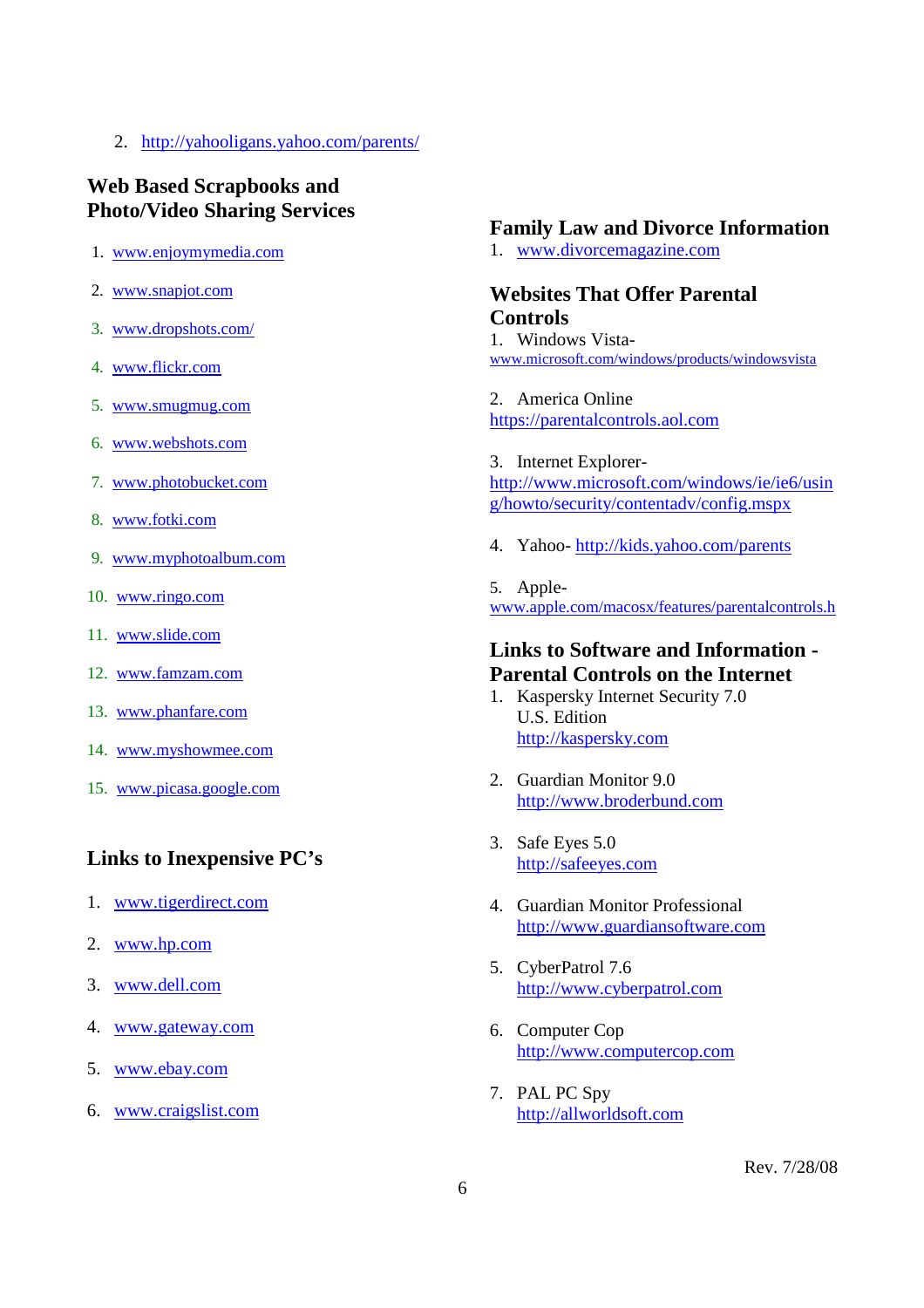2. http://yahooligans.yahoo.com/parents/

## Web Based Scrapbooks and Photo/Video Sharing Services

1. www.enjoymymedia.com
2. www.snapjot.com
3. www.dropshots.com/
4. www.flickr.com
5. www.smugmug.com
6. www.webshots.com
7. www.photobucket.com
8. www.fotki.com
9. www.myphotoalbum.com
10. www.ringo.com
11. www.slide.com
12. www.famzam.com
13. www.phanfare.com
14. www.myshowmee.com
15. www.picasa.google.com

## Links to Inexpensive PC's

1. www.tigerdirect.com
2. www.hp.com
3. www.dell.com
4. www.gateway.com
5. www.ebay.com
6. www.craigslist.com

## Family Law and Divorce Information

1. www.divorcemagazine.com

## Websites That Offer Parental Controls

1. Windows Vista- www.microsoft.com/windows/products/windowsvista
2. America Online https://parentalcontrols.aol.com
3. Internet Explorer- http://www.microsoft.com/windows/ie/ie6/using/howto/security/contentadv/config.mspx
4. Yahoo- http://kids.yahoo.com/parents
5. Apple- www.apple.com/macosx/features/parentalcontrols.h

## Links to Software and Information - Parental Controls on the Internet

1. Kaspersky Internet Security 7.0 U.S. Edition
   http://kaspersky.com
2. Guardian Monitor 9.0
   http://www.broderbund.com
3. Safe Eyes 5.0
   http://safeeyes.com
4. Guardian Monitor Professional
   http://www.guardiansoftware.com
5. CyberPatrol 7.6
   http://www.cyberpatrol.com
6. Computer Cop
   http://www.computercop.com
7. PAL PC Spy
   http://allworldsoft.com

Rev. 7/28/08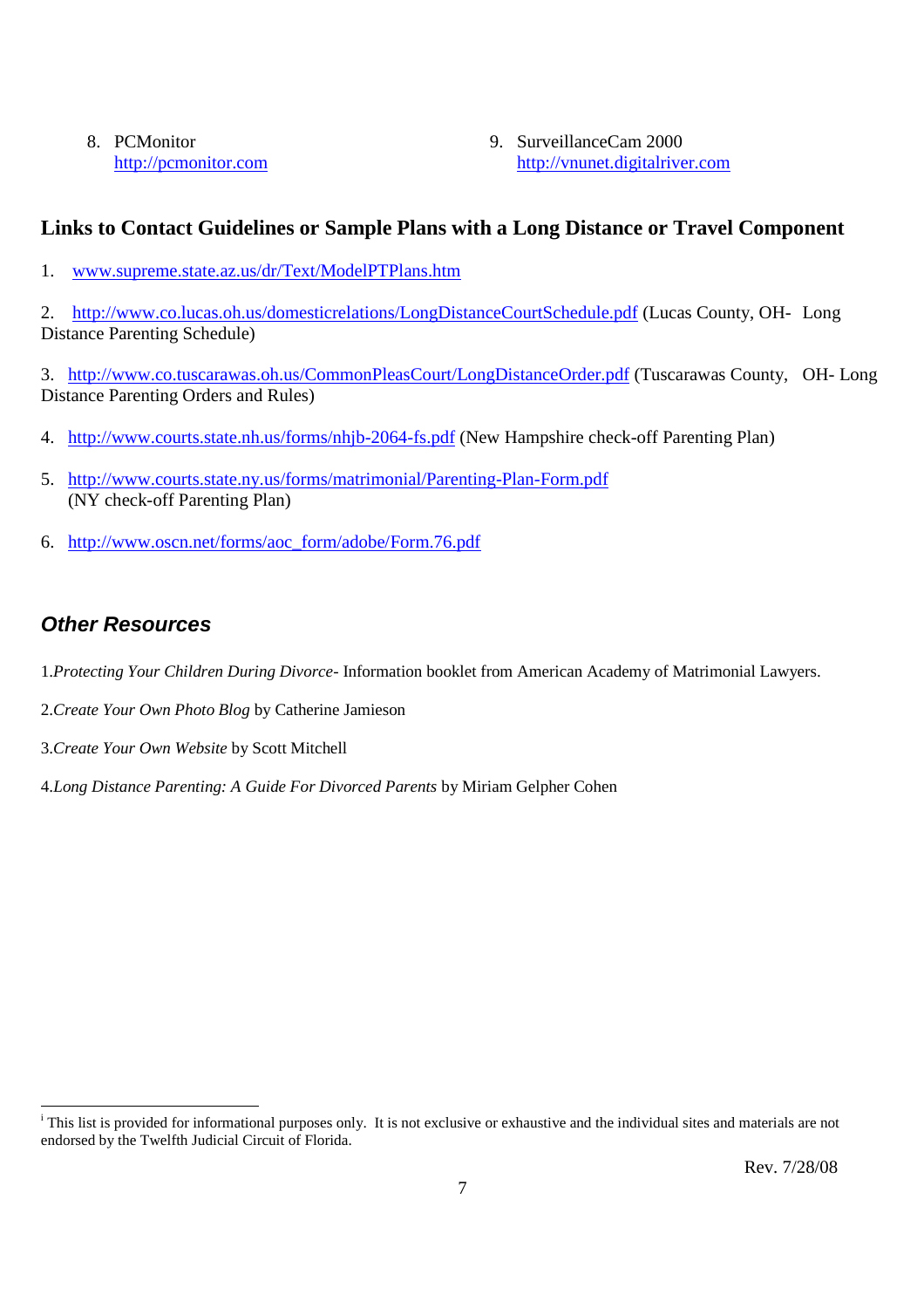8. PCMonitor
   http://pcmonitor.com

9. SurveillanceCam 2000
   http://vnunet.digitalriver.com

## Links to Contact Guidelines or Sample Plans with a Long Distance or Travel Component

1. www.supreme.state.az.us/dr/Text/ModelPTPlans.htm

2. http://www.co.lucas.oh.us/domesticrelations/LongDistanceCourtSchedule.pdf (Lucas County, OH- Long Distance Parenting Schedule)

3. http://www.co.tuscarawas.oh.us/CommonPleasCourt/LongDistanceOrder.pdf (Tuscarawas County, OH- Long Distance Parenting Orders and Rules)

4. http://www.courts.state.nh.us/forms/nhjb-2064-fs.pdf (New Hampshire check-off Parenting Plan)

5. http://www.courts.state.ny.us/forms/matrimonial/Parenting-Plan-Form.pdf (NY check-off Parenting Plan)

6. http://www.oscn.net/forms/aoc_form/adobe/Form.76.pdf

## *Other Resources*

1.*Protecting Your Children During Divorce*- Information booklet from American Academy of Matrimonial Lawyers.

2.*Create Your Own Photo Blog* by Catherine Jamieson

3.*Create Your Own Website* by Scott Mitchell

4.*Long Distance Parenting: A Guide For Divorced Parents* by Miriam Gelpher Cohen

---

[i] This list is provided for informational purposes only. It is not exclusive or exhaustive and the individual sites and materials are not endorsed by the Twelfth Judicial Circuit of Florida.

Rev. 7/28/08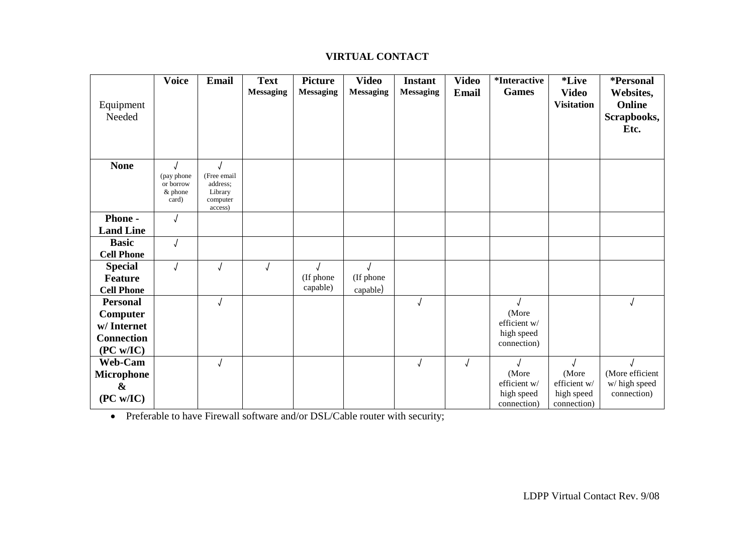# VIRTUAL CONTACT

| Equipment Needed | Voice | Email | Text Messaging | Picture Messaging | Video Messaging | Instant Messaging | Video Email | *Interactive Games | *Live Video Visitation | *Personal Websites, Online Scrapbooks, Etc. |
|---|---|---|---|---|---|---|---|---|---|---|
| **None** | √ (pay phone or borrow & phone card) | √ (Free email address; Library computer access) | | | | | | | | |
| **Phone - Land Line** | √ | | | | | | | | | |
| **Basic Cell Phone** | √ | | | | | | | | | |
| **Special Feature Cell Phone** | √ | √ | √ | √ (If phone capable) | √ (If phone capable) | | | | | |
| **Personal Computer w/ Internet Connection (PC w/IC)** | | √ | | | | √ | | √ (More efficient w/ high speed connection) | | √ |
| **Web-Cam Microphone & (PC w/IC)** | | √ | | | | √ | √ | √ (More efficient w/ high speed connection) | √ (More efficient w/ high speed connection) | √ (More efficient w/ high speed connection) |

- Preferable to have Firewall software and/or DSL/Cable router with security;

LDPP Virtual Contact Rev. 9/08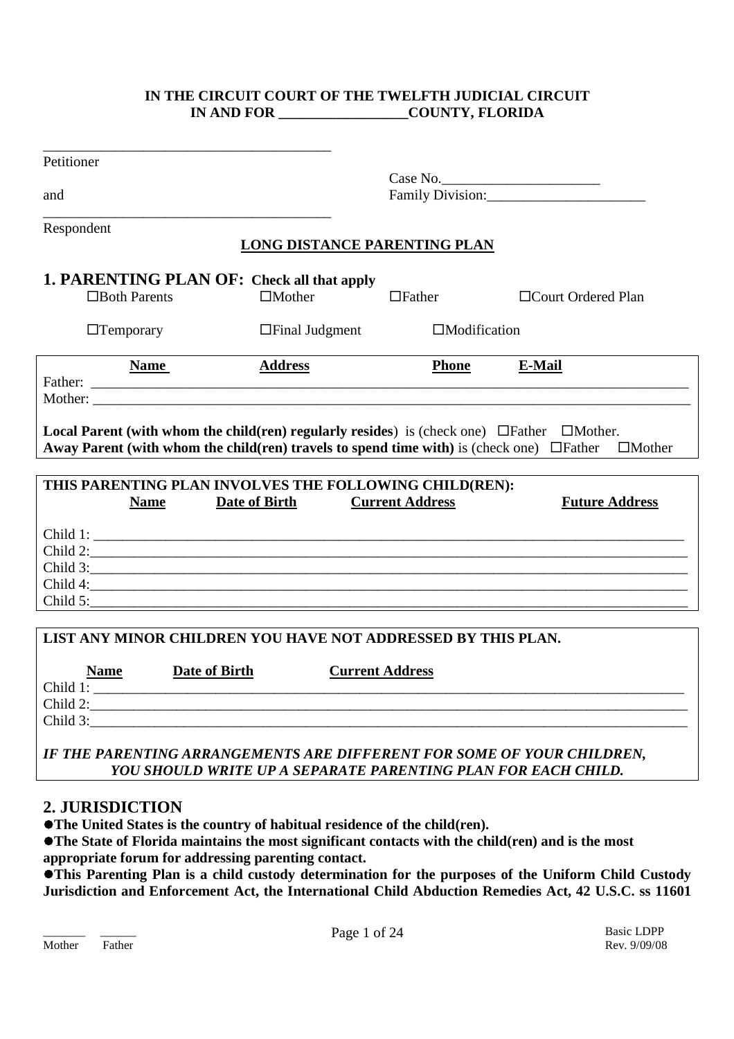**IN THE CIRCUIT COURT OF THE TWELFTH JUDICIAL CIRCUIT**
**IN AND FOR __________________COUNTY, FLORIDA**

_________________________________________
Petitioner

Case No.______________________

and

Family Division:______________________

_________________________________________
Respondent

**LONG DISTANCE PARENTING PLAN**

## 1. PARENTING PLAN OF: Check all that apply

☐Both Parents ☐Mother ☐Father ☐Court Ordered Plan

☐Temporary ☐Final Judgment ☐Modification

| **Name** | **Address** | **Phone** | **E-Mail** |
|---|---|---|---|
| Father: ______ | | | |
| Mother: ______ | | | |

**Local Parent (with whom the child(ren) regularly resides**) is (check one) ☐Father ☐Mother.
**Away Parent (with whom the child(ren) travels to spend time with)** is (check one) ☐Father ☐Mother

**THIS PARENTING PLAN INVOLVES THE FOLLOWING CHILD(REN):**

| **Name** | **Date of Birth** | **Current Address** | **Future Address** |
|---|---|---|---|
| Child 1: ______ | | | |
| Child 2: ______ | | | |
| Child 3: ______ | | | |
| Child 4: ______ | | | |
| Child 5: ______ | | | |

**LIST ANY MINOR CHILDREN YOU HAVE NOT ADDRESSED BY THIS PLAN.**

| **Name** | **Date of Birth** | **Current Address** |
|---|---|---|
| Child 1: ______ | | |
| Child 2: ______ | | |
| Child 3: ______ | | |

***IF THE PARENTING ARRANGEMENTS ARE DIFFERENT FOR SOME OF YOUR CHILDREN, YOU SHOULD WRITE UP A SEPARATE PARENTING PLAN FOR EACH CHILD.***

## 2. JURISDICTION

- **The United States is the country of habitual residence of the child(ren).**
- **The State of Florida maintains the most significant contacts with the child(ren) and is the most appropriate forum for addressing parenting contact.**
- **This Parenting Plan is a child custody determination for the purposes of the Uniform Child Custody Jurisdiction and Enforcement Act, the International Child Abduction Remedies Act, 42 U.S.C. ss 11601**

______ ______
Mother Father

Basic LDPP
Rev. 9/09/08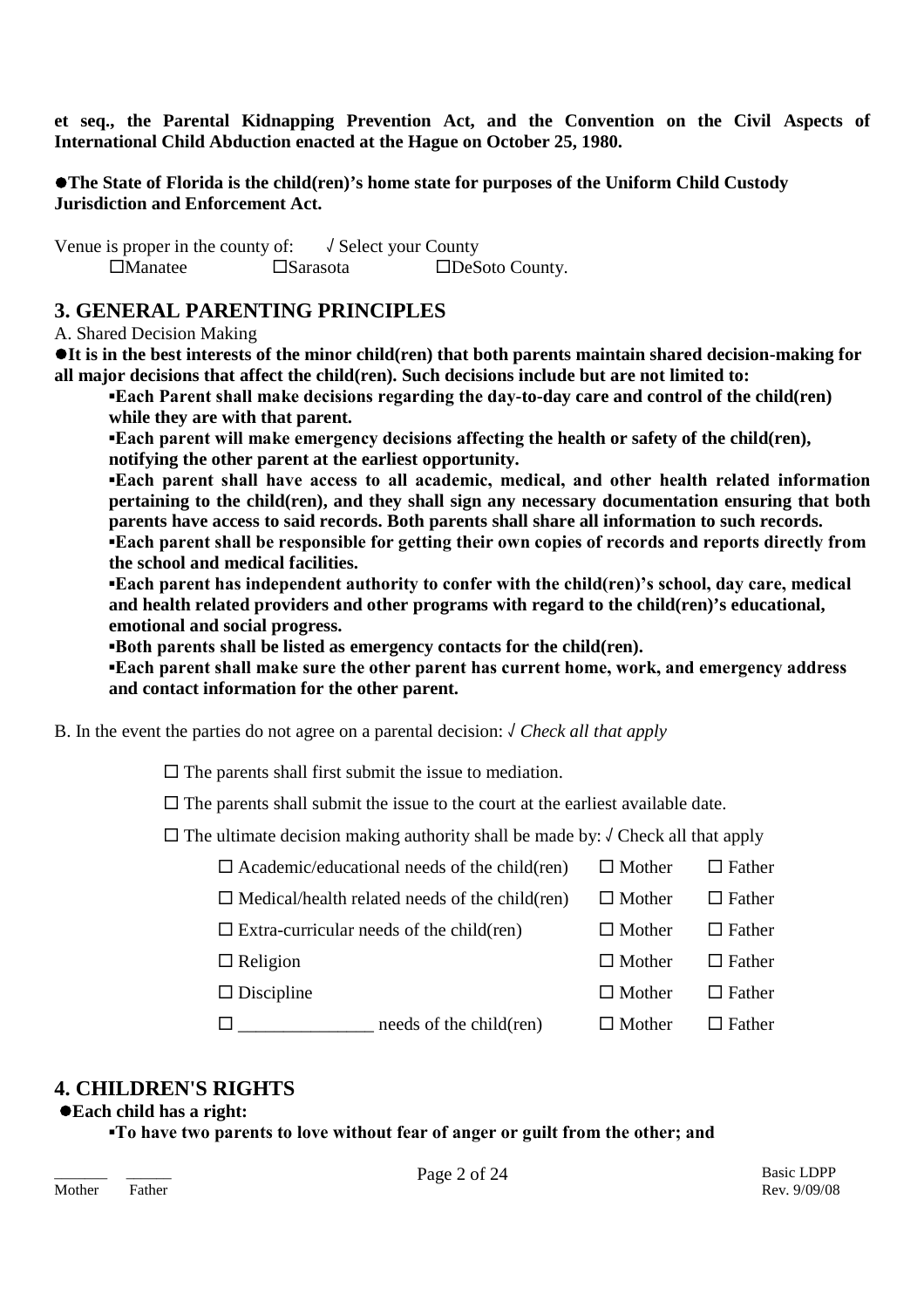**et seq., the Parental Kidnapping Prevention Act, and the Convention on the Civil Aspects of International Child Abduction enacted at the Hague on October 25, 1980.**

●**The State of Florida is the child(ren)'s home state for purposes of the Uniform Child Custody Jurisdiction and Enforcement Act.**

Venue is proper in the county of: √ Select your County

☐Manatee ☐Sarasota ☐DeSoto County.

## 3. GENERAL PARENTING PRINCIPLES

A. Shared Decision Making

●**It is in the best interests of the minor child(ren) that both parents maintain shared decision-making for all major decisions that affect the child(ren). Such decisions include but are not limited to:**

- **Each Parent shall make decisions regarding the day-to-day care and control of the child(ren) while they are with that parent.**
- **Each parent will make emergency decisions affecting the health or safety of the child(ren), notifying the other parent at the earliest opportunity.**
- **Each parent shall have access to all academic, medical, and other health related information pertaining to the child(ren), and they shall sign any necessary documentation ensuring that both parents have access to said records. Both parents shall share all information to such records.**
- **Each parent shall be responsible for getting their own copies of records and reports directly from the school and medical facilities.**
- **Each parent has independent authority to confer with the child(ren)'s school, day care, medical and health related providers and other programs with regard to the child(ren)'s educational, emotional and social progress.**
- **Both parents shall be listed as emergency contacts for the child(ren).**
- **Each parent shall make sure the other parent has current home, work, and emergency address and contact information for the other parent.**

B. In the event the parties do not agree on a parental decision: √ *Check all that apply*

☐ The parents shall first submit the issue to mediation.

☐ The parents shall submit the issue to the court at the earliest available date.

☐ The ultimate decision making authority shall be made by: √ Check all that apply

| | | |
|---|---|---|
| ☐ Academic/educational needs of the child(ren) | ☐ Mother | ☐ Father |
| ☐ Medical/health related needs of the child(ren) | ☐ Mother | ☐ Father |
| ☐ Extra-curricular needs of the child(ren) | ☐ Mother | ☐ Father |
| ☐ Religion | ☐ Mother | ☐ Father |
| ☐ Discipline | ☐ Mother | ☐ Father |
| ☐ _______________ needs of the child(ren) | ☐ Mother | ☐ Father |

## 4. CHILDREN'S RIGHTS

●**Each child has a right:**

- **To have two parents to love without fear of anger or guilt from the other; and**

______ ______
Mother Father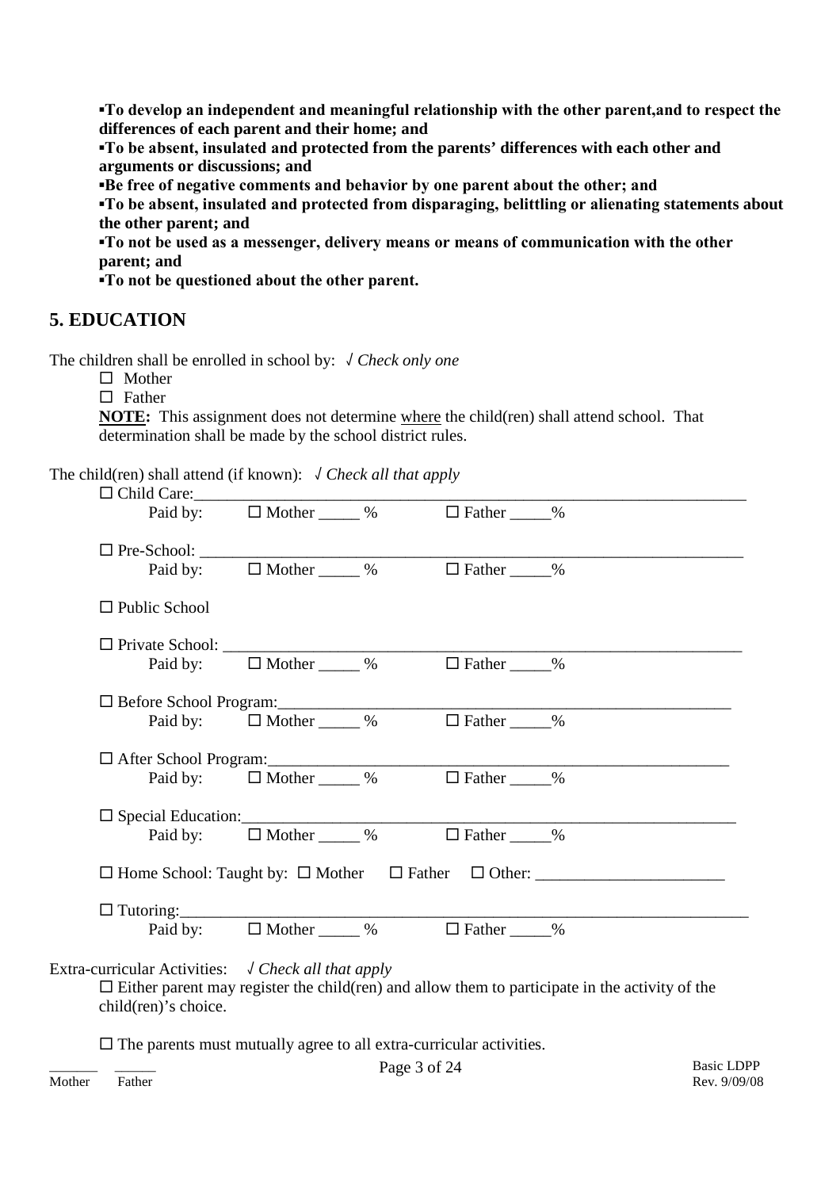▪**To develop an independent and meaningful relationship with the other parent,and to respect the differences of each parent and their home; and**
▪**To be absent, insulated and protected from the parents' differences with each other and arguments or discussions; and**
▪**Be free of negative comments and behavior by one parent about the other; and**
▪**To be absent, insulated and protected from disparaging, belittling or alienating statements about the other parent; and**
▪**To not be used as a messenger, delivery means or means of communication with the other parent; and**
▪**To not be questioned about the other parent.**

## 5. EDUCATION

The children shall be enrolled in school by: √ *Check only one*

☐ Mother
☐ Father

**NOTE:** This assignment does not determine <u>where</u> the child(ren) shall attend school. That determination shall be made by the school district rules.

The child(ren) shall attend (if known): √ *Check all that apply*

☐ Child Care:______________________________________________________________________
Paid by: ☐ Mother _____ % ☐ Father _____%

☐ Pre-School: ______________________________________________________________________
Paid by: ☐ Mother _____ % ☐ Father _____%

☐ Public School

☐ Private School: ___________________________________________________________________
Paid by: ☐ Mother _____ % ☐ Father _____%

☐ Before School Program:_____________________________________________________________
Paid by: ☐ Mother _____ % ☐ Father _____%

☐ After School Program:______________________________________________________________
Paid by: ☐ Mother _____ % ☐ Father _____%

☐ Special Education:_________________________________________________________________
Paid by: ☐ Mother _____ % ☐ Father _____%

☐ Home School: Taught by: ☐ Mother ☐ Father ☐ Other: _______________________

☐ Tutoring:________________________________________________________________________
Paid by: ☐ Mother _____ % ☐ Father _____%

Extra-curricular Activities: √ *Check all that apply*

☐ Either parent may register the child(ren) and allow them to participate in the activity of the child(ren)'s choice.

☐ The parents must mutually agree to all extra-curricular activities.

______ ______
Mother Father

Basic LDPP
Rev. 9/09/08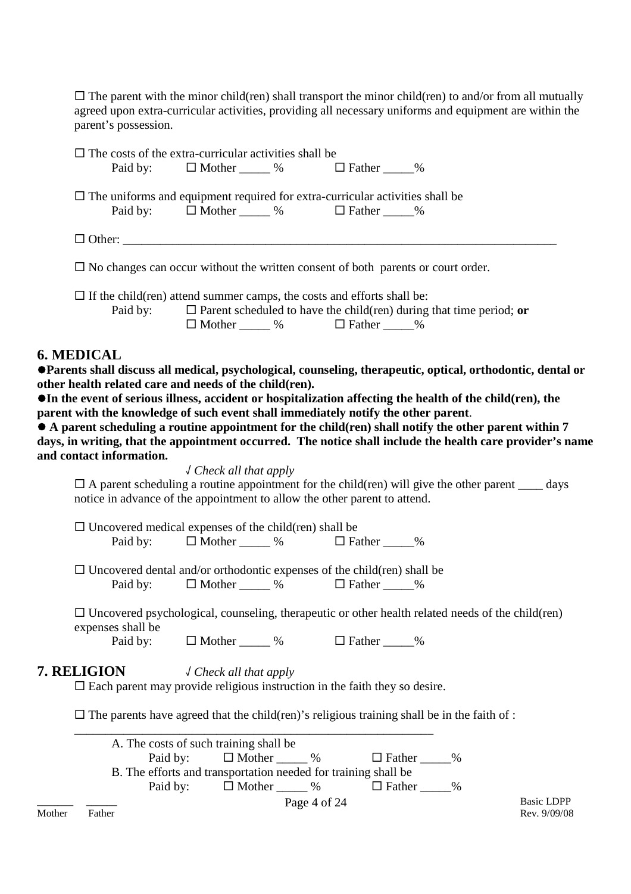☐ The parent with the minor child(ren) shall transport the minor child(ren) to and/or from all mutually agreed upon extra-curricular activities, providing all necessary uniforms and equipment are within the parent's possession.

☐ The costs of the extra-curricular activities shall be
Paid by: ☐ Mother _____ % ☐ Father _____%

☐ The uniforms and equipment required for extra-curricular activities shall be
Paid by: ☐ Mother _____ % ☐ Father _____%

☐ Other: ___________________________________________________________________________

☐ No changes can occur without the written consent of both parents or court order.

☐ If the child(ren) attend summer camps, the costs and efforts shall be:
Paid by: ☐ Parent scheduled to have the child(ren) during that time period; **or**
☐ Mother _____ % ☐ Father _____%

## 6. MEDICAL

●**Parents shall discuss all medical, psychological, counseling, therapeutic, optical, orthodontic, dental or other health related care and needs of the child(ren).**

●**In the event of serious illness, accident or hospitalization affecting the health of the child(ren), the parent with the knowledge of such event shall immediately notify the other parent**.

● **A parent scheduling a routine appointment for the child(ren) shall notify the other parent within 7 days, in writing, that the appointment occurred. The notice shall include the health care provider's name and contact information.**

√ *Check all that apply*

☐ A parent scheduling a routine appointment for the child(ren) will give the other parent ____ days notice in advance of the appointment to allow the other parent to attend.

☐ Uncovered medical expenses of the child(ren) shall be
Paid by: ☐ Mother _____ % ☐ Father _____%

☐ Uncovered dental and/or orthodontic expenses of the child(ren) shall be
Paid by: ☐ Mother _____ % ☐ Father _____%

☐ Uncovered psychological, counseling, therapeutic or other health related needs of the child(ren) expenses shall be
Paid by: ☐ Mother _____ % ☐ Father _____%

## 7. RELIGION

√ *Check all that apply*

☐ Each parent may provide religious instruction in the faith they so desire.

☐ The parents have agreed that the child(ren)'s religious training shall be in the faith of :
_____________________________________________________________

A. The costs of such training shall be
Paid by: ☐ Mother _____ % ☐ Father _____%

B. The efforts and transportation needed for training shall be
Paid by: ☐ Mother _____ % ☐ Father _____%

______ ______
Mother Father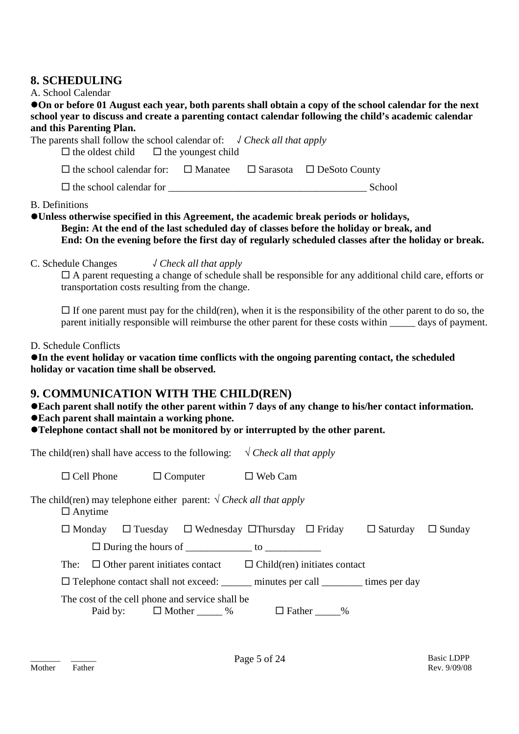## 8. SCHEDULING

A. School Calendar

●**On or before 01 August each year, both parents shall obtain a copy of the school calendar for the next school year to discuss and create a parenting contact calendar following the child's academic calendar and this Parenting Plan.**

The parents shall follow the school calendar of: √ *Check all that apply*

☐ the oldest child ☐ the youngest child

☐ the school calendar for: ☐ Manatee ☐ Sarasota ☐ DeSoto County

☐ the school calendar for ________________________________________ School

B. Definitions

●**Unless otherwise specified in this Agreement, the academic break periods or holidays,**
**Begin: At the end of the last scheduled day of classes before the holiday or break, and**
**End: On the evening before the first day of regularly scheduled classes after the holiday or break.**

C. Schedule Changes √ *Check all that apply*

☐ A parent requesting a change of schedule shall be responsible for any additional child care, efforts or transportation costs resulting from the change.

☐ If one parent must pay for the child(ren), when it is the responsibility of the other parent to do so, the parent initially responsible will reimburse the other parent for these costs within _____ days of payment.

D. Schedule Conflicts

●**In the event holiday or vacation time conflicts with the ongoing parenting contact, the scheduled holiday or vacation time shall be observed.**

## 9. COMMUNICATION WITH THE CHILD(REN)

●**Each parent shall notify the other parent within 7 days of any change to his/her contact information.**
●**Each parent shall maintain a working phone.**
●**Telephone contact shall not be monitored by or interrupted by the other parent.**

The child(ren) shall have access to the following: √ *Check all that apply*

☐ Cell Phone ☐ Computer ☐ Web Cam

The child(ren) may telephone either parent: √ *Check all that apply*

☐ Anytime

☐ Monday ☐ Tuesday ☐ Wednesday ☐Thursday ☐ Friday ☐ Saturday ☐ Sunday

☐ During the hours of _____________ to ___________

The: ☐ Other parent initiates contact ☐ Child(ren) initiates contact

☐ Telephone contact shall not exceed: ______ minutes per call ________ times per day

The cost of the cell phone and service shall be
Paid by: ☐ Mother _____ % ☐ Father _____%

______ ______
Mother Father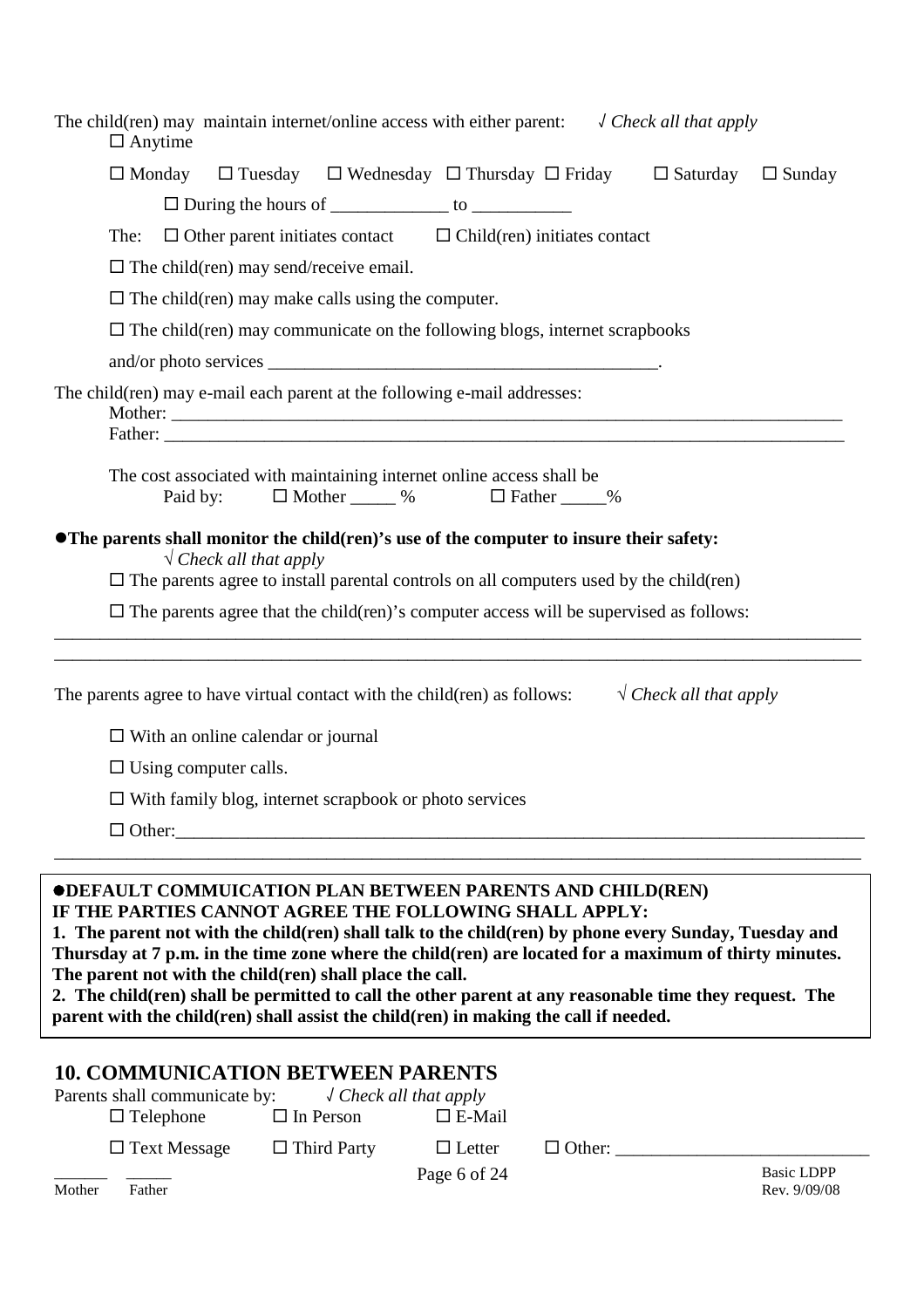The child(ren) may maintain internet/online access with either parent: *√ Check all that apply*

☐ Anytime

☐ Monday ☐ Tuesday ☐ Wednesday ☐ Thursday ☐ Friday ☐ Saturday ☐ Sunday

☐ During the hours of _____________ to ___________

The: ☐ Other parent initiates contact ☐ Child(ren) initiates contact

☐ The child(ren) may send/receive email.

☐ The child(ren) may make calls using the computer.

☐ The child(ren) may communicate on the following blogs, internet scrapbooks and/or photo services ____________________________________________.

The child(ren) may e-mail each parent at the following e-mail addresses:

Mother: ____________________________________________________________________________

Father: ____________________________________________________________________________

The cost associated with maintaining internet online access shall be

Paid by: ☐ Mother _____ % ☐ Father _____%

● **The parents shall monitor the child(ren)'s use of the computer to insure their safety:**

*√ Check all that apply*

☐ The parents agree to install parental controls on all computers used by the child(ren)

☐ The parents agree that the child(ren)'s computer access will be supervised as follows:

_____________________________________________________________________________________

_____________________________________________________________________________________

The parents agree to have virtual contact with the child(ren) as follows: *√ Check all that apply*

☐ With an online calendar or journal

☐ Using computer calls.

☐ With family blog, internet scrapbook or photo services

☐ Other:_____________________________________________________________________________

_____________________________________________________________________________________

● **DEFAULT COMMUICATION PLAN BETWEEN PARENTS AND CHILD(REN)**
**IF THE PARTIES CANNOT AGREE THE FOLLOWING SHALL APPLY:**
**1. The parent not with the child(ren) shall talk to the child(ren) by phone every Sunday, Tuesday and Thursday at 7 p.m. in the time zone where the child(ren) are located for a maximum of thirty minutes. The parent not with the child(ren) shall place the call.**
**2. The child(ren) shall be permitted to call the other parent at any reasonable time they request. The parent with the child(ren) shall assist the child(ren) in making the call if needed.**

## 10. COMMUNICATION BETWEEN PARENTS

Parents shall communicate by: *√ Check all that apply*

☐ Telephone ☐ In Person ☐ E-Mail

☐ Text Message ☐ Third Party ☐ Letter ☐ Other: ___________________________

______ ______
Mother Father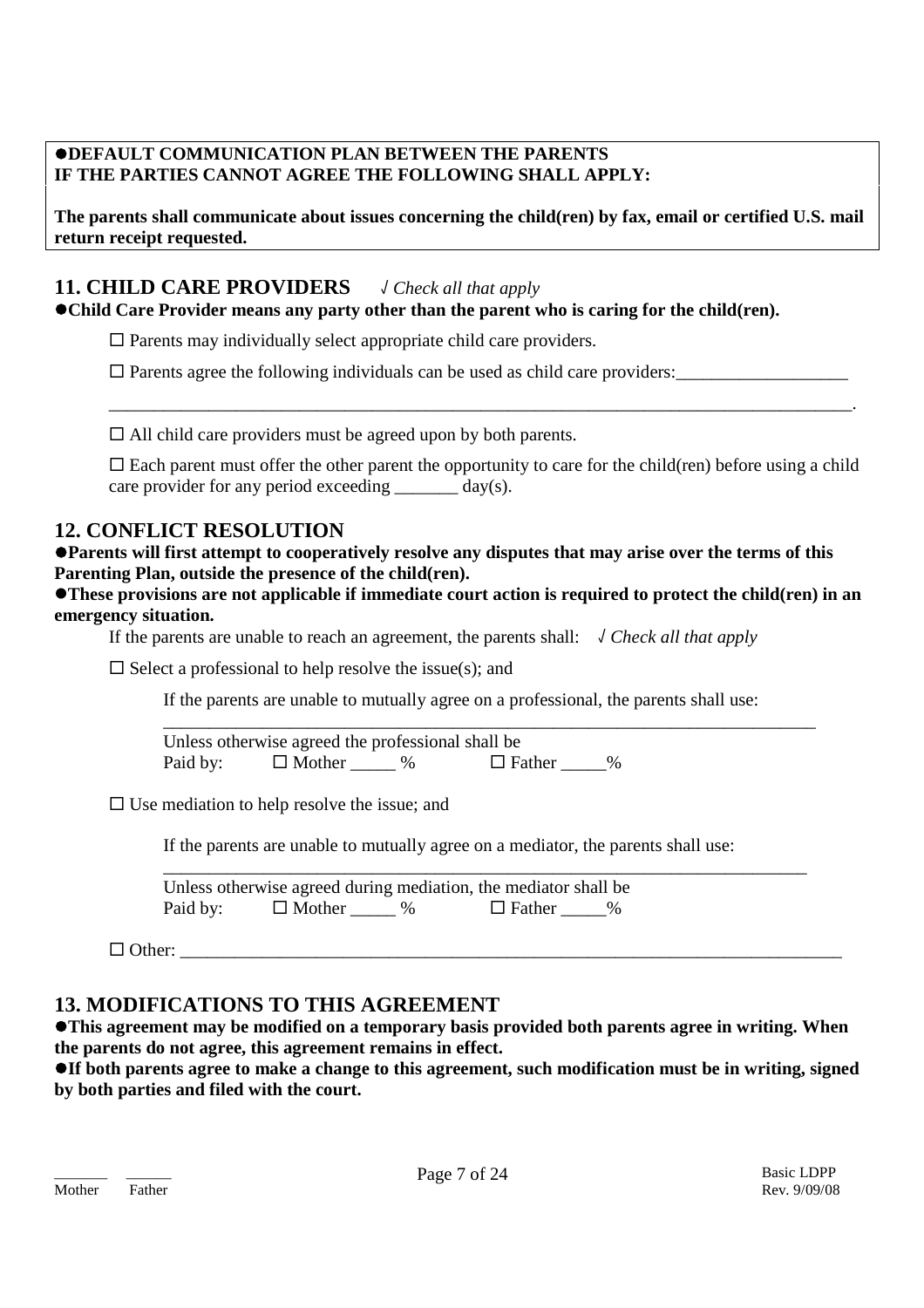**●DEFAULT COMMUNICATION PLAN BETWEEN THE PARENTS**
**IF THE PARTIES CANNOT AGREE THE FOLLOWING SHALL APPLY:**

**The parents shall communicate about issues concerning the child(ren) by fax, email or certified U.S. mail return receipt requested.**

## 11. CHILD CARE PROVIDERS *√ Check all that apply*

**●Child Care Provider means any party other than the parent who is caring for the child(ren).**

☐ Parents may individually select appropriate child care providers.

☐ Parents agree the following individuals can be used as child care providers:___________________

_____________________________________________________________________________________.

☐ All child care providers must be agreed upon by both parents.

☐ Each parent must offer the other parent the opportunity to care for the child(ren) before using a child care provider for any period exceeding _______ day(s).

## 12. CONFLICT RESOLUTION

**●Parents will first attempt to cooperatively resolve any disputes that may arise over the terms of this Parenting Plan, outside the presence of the child(ren).**

**●These provisions are not applicable if immediate court action is required to protect the child(ren) in an emergency situation.**

If the parents are unable to reach an agreement, the parents shall: *√ Check all that apply*

☐ Select a professional to help resolve the issue(s); and

If the parents are unable to mutually agree on a professional, the parents shall use:

_____________________________________________________________________________

Unless otherwise agreed the professional shall be
Paid by: ☐ Mother _____ % ☐ Father _____%

☐ Use mediation to help resolve the issue; and

If the parents are unable to mutually agree on a mediator, the parents shall use:

_____________________________________________________________________________

Unless otherwise agreed during mediation, the mediator shall be
Paid by: ☐ Mother _____ % ☐ Father _____%

☐ Other: _____________________________________________________________________________

## 13. MODIFICATIONS TO THIS AGREEMENT

**●This agreement may be modified on a temporary basis provided both parents agree in writing. When the parents do not agree, this agreement remains in effect.**

**●If both parents agree to make a change to this agreement, such modification must be in writing, signed by both parties and filed with the court.**

_______ _______
Mother Father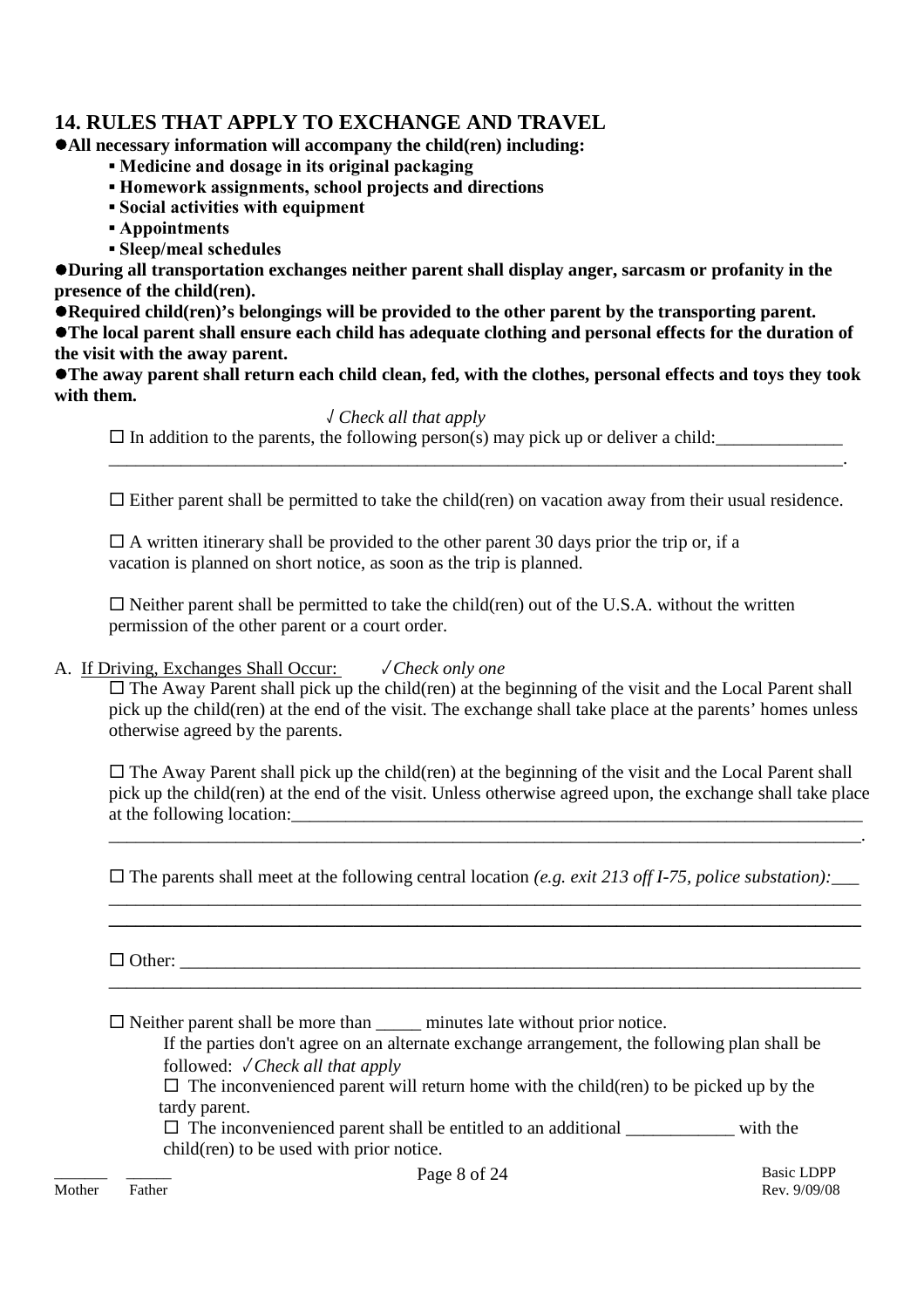## 14. RULES THAT APPLY TO EXCHANGE AND TRAVEL

- **All necessary information will accompany the child(ren) including:**
  - **Medicine and dosage in its original packaging**
  - **Homework assignments, school projects and directions**
  - **Social activities with equipment**
  - **Appointments**
  - **Sleep/meal schedules**
- **During all transportation exchanges neither parent shall display anger, sarcasm or profanity in the presence of the child(ren).**
- **Required child(ren)'s belongings will be provided to the other parent by the transporting parent.**
- **The local parent shall ensure each child has adequate clothing and personal effects for the duration of the visit with the away parent.**
- **The away parent shall return each child clean, fed, with the clothes, personal effects and toys they took with them.**

√ *Check all that apply*

☐ In addition to the parents, the following person(s) may pick up or deliver a child:______________
_________________________________________________________________________________.

☐ Either parent shall be permitted to take the child(ren) on vacation away from their usual residence.

☐ A written itinerary shall be provided to the other parent 30 days prior the trip or, if a vacation is planned on short notice, as soon as the trip is planned.

☐ Neither parent shall be permitted to take the child(ren) out of the U.S.A. without the written permission of the other parent or a court order.

A. If Driving, Exchanges Shall Occur: ✓*Check only one*

☐ The Away Parent shall pick up the child(ren) at the beginning of the visit and the Local Parent shall pick up the child(ren) at the end of the visit. The exchange shall take place at the parents' homes unless otherwise agreed by the parents.

☐ The Away Parent shall pick up the child(ren) at the beginning of the visit and the Local Parent shall pick up the child(ren) at the end of the visit. Unless otherwise agreed upon, the exchange shall take place at the following location:_________________________________________________________________
_________________________________________________________________________________.

☐ The parents shall meet at the following central location *(e.g. exit 213 off I-75, police substation):*___
_________________________________________________________________________________
_________________________________________________________________________________

☐ Other: __________________________________________________________________________
_________________________________________________________________________________

☐ Neither parent shall be more than _____ minutes late without prior notice.

If the parties don't agree on an alternate exchange arrangement, the following plan shall be followed: ✓*Check all that apply*

☐ The inconvenienced parent will return home with the child(ren) to be picked up by the tardy parent.

☐ The inconvenienced parent shall be entitled to an additional ____________ with the child(ren) to be used with prior notice.

______ ______
Mother Father

Basic LDPP
Rev. 9/09/08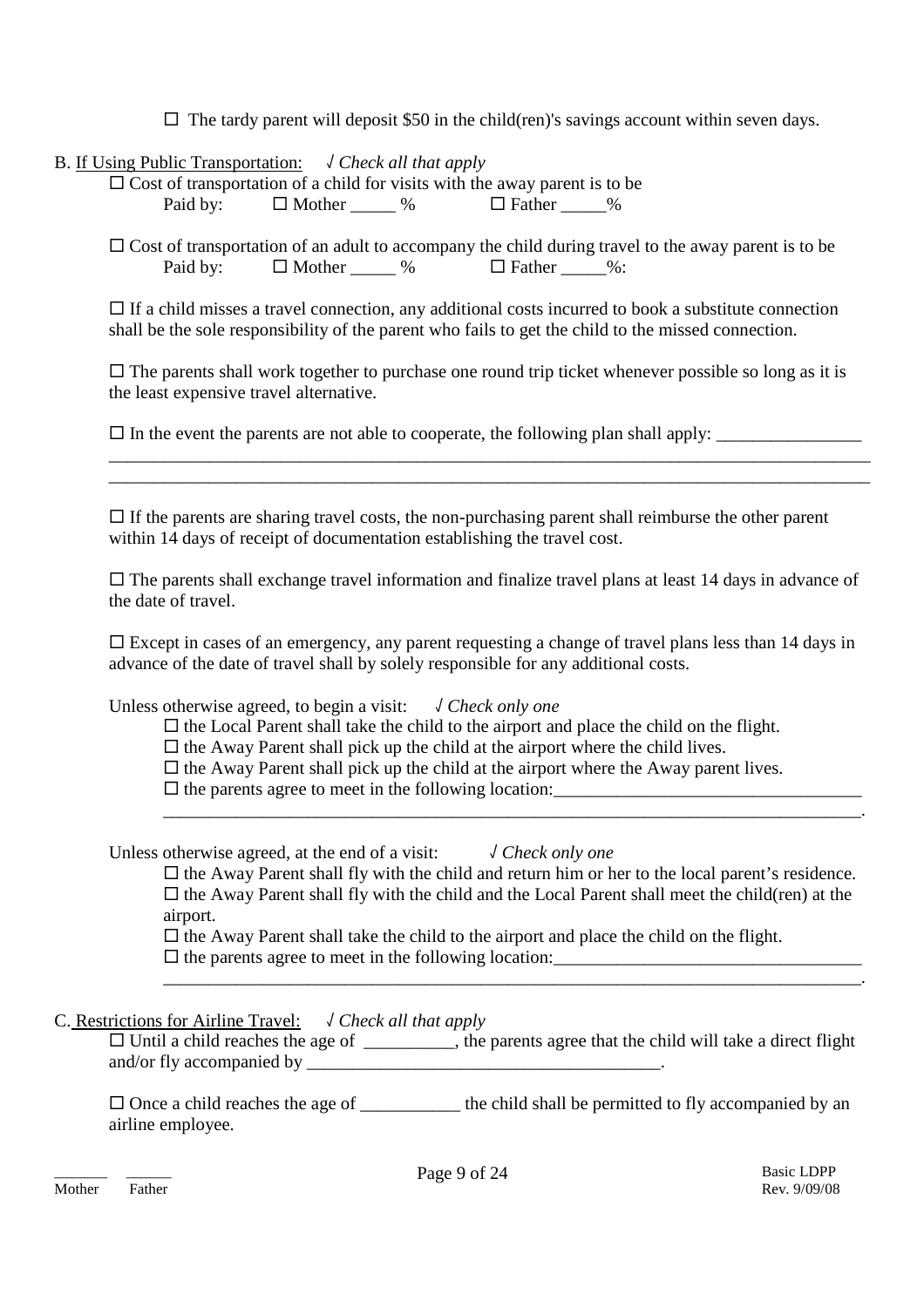☐ The tardy parent will deposit $50 in the child(ren)'s savings account within seven days.

B. <u>If Using Public Transportation:</u> √ *Check all that apply*

☐ Cost of transportation of a child for visits with the away parent is to be
Paid by: ☐ Mother _____ % ☐ Father _____%

☐ Cost of transportation of an adult to accompany the child during travel to the away parent is to be
Paid by: ☐ Mother _____ % ☐ Father _____%:

☐ If a child misses a travel connection, any additional costs incurred to book a substitute connection shall be the sole responsibility of the parent who fails to get the child to the missed connection.

☐ The parents shall work together to purchase one round trip ticket whenever possible so long as it is the least expensive travel alternative.

☐ In the event the parents are not able to cooperate, the following plan shall apply: ________________
_____________________________________________________________________________________
_____________________________________________________________________________________

☐ If the parents are sharing travel costs, the non-purchasing parent shall reimburse the other parent within 14 days of receipt of documentation establishing the travel cost.

☐ The parents shall exchange travel information and finalize travel plans at least 14 days in advance of the date of travel.

☐ Except in cases of an emergency, any parent requesting a change of travel plans less than 14 days in advance of the date of travel shall by solely responsible for any additional costs.

Unless otherwise agreed, to begin a visit: √ *Check only one*

☐ the Local Parent shall take the child to the airport and place the child on the flight.
☐ the Away Parent shall pick up the child at the airport where the child lives.
☐ the Away Parent shall pick up the child at the airport where the Away parent lives.
☐ the parents agree to meet in the following location:__________________________________
_________________________________________________________________________________.

Unless otherwise agreed, at the end of a visit: √ *Check only one*

☐ the Away Parent shall fly with the child and return him or her to the local parent's residence.
☐ the Away Parent shall fly with the child and the Local Parent shall meet the child(ren) at the airport.
☐ the Away Parent shall take the child to the airport and place the child on the flight.
☐ the parents agree to meet in the following location:__________________________________
_________________________________________________________________________________.

C. <u>Restrictions for Airline Travel:</u> √ *Check all that apply*

☐ Until a child reaches the age of __________, the parents agree that the child will take a direct flight and/or fly accompanied by _______________________________________.

☐ Once a child reaches the age of ___________ the child shall be permitted to fly accompanied by an airline employee.

______ ______
Mother Father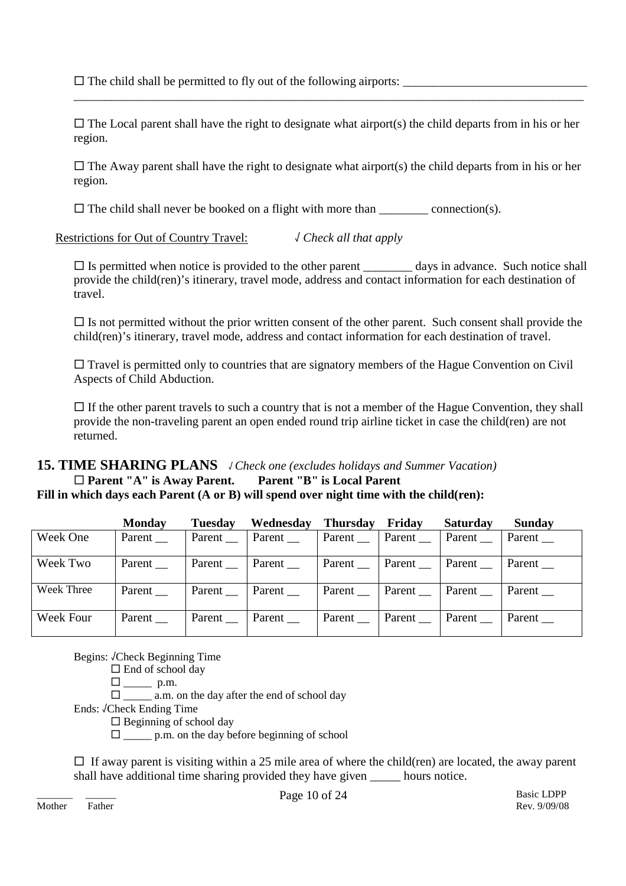☐ The child shall be permitted to fly out of the following airports: ______________________________
_____________________________________________________________________________________

☐ The Local parent shall have the right to designate what airport(s) the child departs from in his or her region.

☐ The Away parent shall have the right to designate what airport(s) the child departs from in his or her region.

☐ The child shall never be booked on a flight with more than ________ connection(s).

Restrictions for Out of Country Travel: *√ Check all that apply*

☐ Is permitted when notice is provided to the other parent ________ days in advance. Such notice shall provide the child(ren)'s itinerary, travel mode, address and contact information for each destination of travel.

☐ Is not permitted without the prior written consent of the other parent. Such consent shall provide the child(ren)'s itinerary, travel mode, address and contact information for each destination of travel.

☐ Travel is permitted only to countries that are signatory members of the Hague Convention on Civil Aspects of Child Abduction.

☐ If the other parent travels to such a country that is not a member of the Hague Convention, they shall provide the non-traveling parent an open ended round trip airline ticket in case the child(ren) are not returned.

## 15. TIME SHARING PLANS *√ Check one (excludes holidays and Summer Vacation)*

☐ **Parent "A" is Away Parent. Parent "B" is Local Parent**

**Fill in which days each Parent (A or B) will spend over night time with the child(ren):**

| | Monday | Tuesday | Wednesday | Thursday | Friday | Saturday | Sunday |
|---|---|---|---|---|---|---|---|
| Week One | Parent __ | Parent __ | Parent __ | Parent __ | Parent __ | Parent __ | Parent __ |
| Week Two | Parent __ | Parent __ | Parent __ | Parent __ | Parent __ | Parent __ | Parent __ |
| Week Three | Parent __ | Parent __ | Parent __ | Parent __ | Parent __ | Parent __ | Parent __ |
| Week Four | Parent __ | Parent __ | Parent __ | Parent __ | Parent __ | Parent __ | Parent __ |

Begins: √Check Beginning Time

☐ End of school day

☐ _____ p.m.

☐ _____ a.m. on the day after the end of school day

Ends: √Check Ending Time

☐ Beginning of school day

☐ _____ p.m. on the day before beginning of school

☐ If away parent is visiting within a 25 mile area of where the child(ren) are located, the away parent shall have additional time sharing provided they have given _____ hours notice.

_______ _______
Mother Father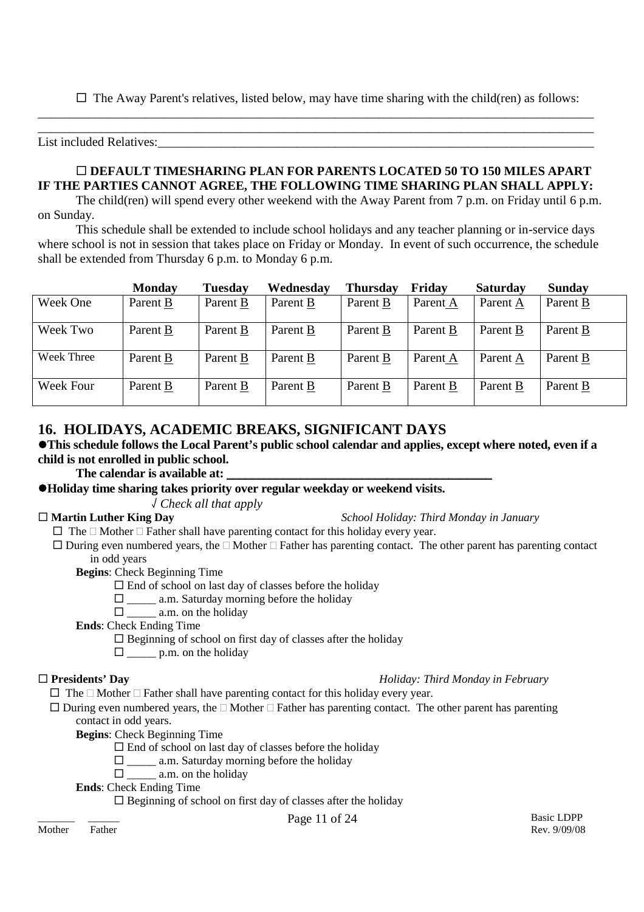☐ The Away Parent's relatives, listed below, may have time sharing with the child(ren) as follows:

___________________________________________________________________________________________
___________________________________________________________________________________________

List included Relatives:___________________________________________________________________

**☐ DEFAULT TIMESHARING PLAN FOR PARENTS LOCATED 50 TO 150 MILES APART IF THE PARTIES CANNOT AGREE, THE FOLLOWING TIME SHARING PLAN SHALL APPLY:**

The child(ren) will spend every other weekend with the Away Parent from 7 p.m. on Friday until 6 p.m. on Sunday.

This schedule shall be extended to include school holidays and any teacher planning or in-service days where school is not in session that takes place on Friday or Monday. In event of such occurrence, the schedule shall be extended from Thursday 6 p.m. to Monday 6 p.m.

| | **Monday** | **Tuesday** | **Wednesday** | **Thursday** | **Friday** | **Saturday** | **Sunday** |
|---|---|---|---|---|---|---|---|
| Week One | Parent B | Parent B | Parent B | Parent B | Parent A | Parent A | Parent B |
| Week Two | Parent B | Parent B | Parent B | Parent B | Parent B | Parent B | Parent B |
| Week Three | Parent B | Parent B | Parent B | Parent B | Parent A | Parent A | Parent B |
| Week Four | Parent B | Parent B | Parent B | Parent B | Parent B | Parent B | Parent B |

## 16. HOLIDAYS, ACADEMIC BREAKS, SIGNIFICANT DAYS

● **This schedule follows the Local Parent's public school calendar and applies, except where noted, even if a child is not enrolled in public school.**

**The calendar is available at: ___________________________________________**

● **Holiday time sharing takes priority over regular weekday or weekend visits.**

√ *Check all that apply*

**☐ Martin Luther King Day** *School Holiday: Third Monday in January*

☐ The ☐ Mother ☐ Father shall have parenting contact for this holiday every year.

☐ During even numbered years, the ☐ Mother ☐ Father has parenting contact. The other parent has parenting contact in odd years

**Begins**: Check Beginning Time

☐ End of school on last day of classes before the holiday

☐ _____ a.m. Saturday morning before the holiday

☐ _____ a.m. on the holiday

**Ends**: Check Ending Time

☐ Beginning of school on first day of classes after the holiday

☐ _____ p.m. on the holiday

**☐ Presidents' Day** *Holiday: Third Monday in February*

☐ The ☐ Mother ☐ Father shall have parenting contact for this holiday every year.

☐ During even numbered years, the ☐ Mother ☐ Father has parenting contact. The other parent has parenting contact in odd years.

**Begins**: Check Beginning Time

☐ End of school on last day of classes before the holiday

☐ _____ a.m. Saturday morning before the holiday

☐ _____ a.m. on the holiday

**Ends**: Check Ending Time

☐ Beginning of school on first day of classes after the holiday

______ ______
Mother Father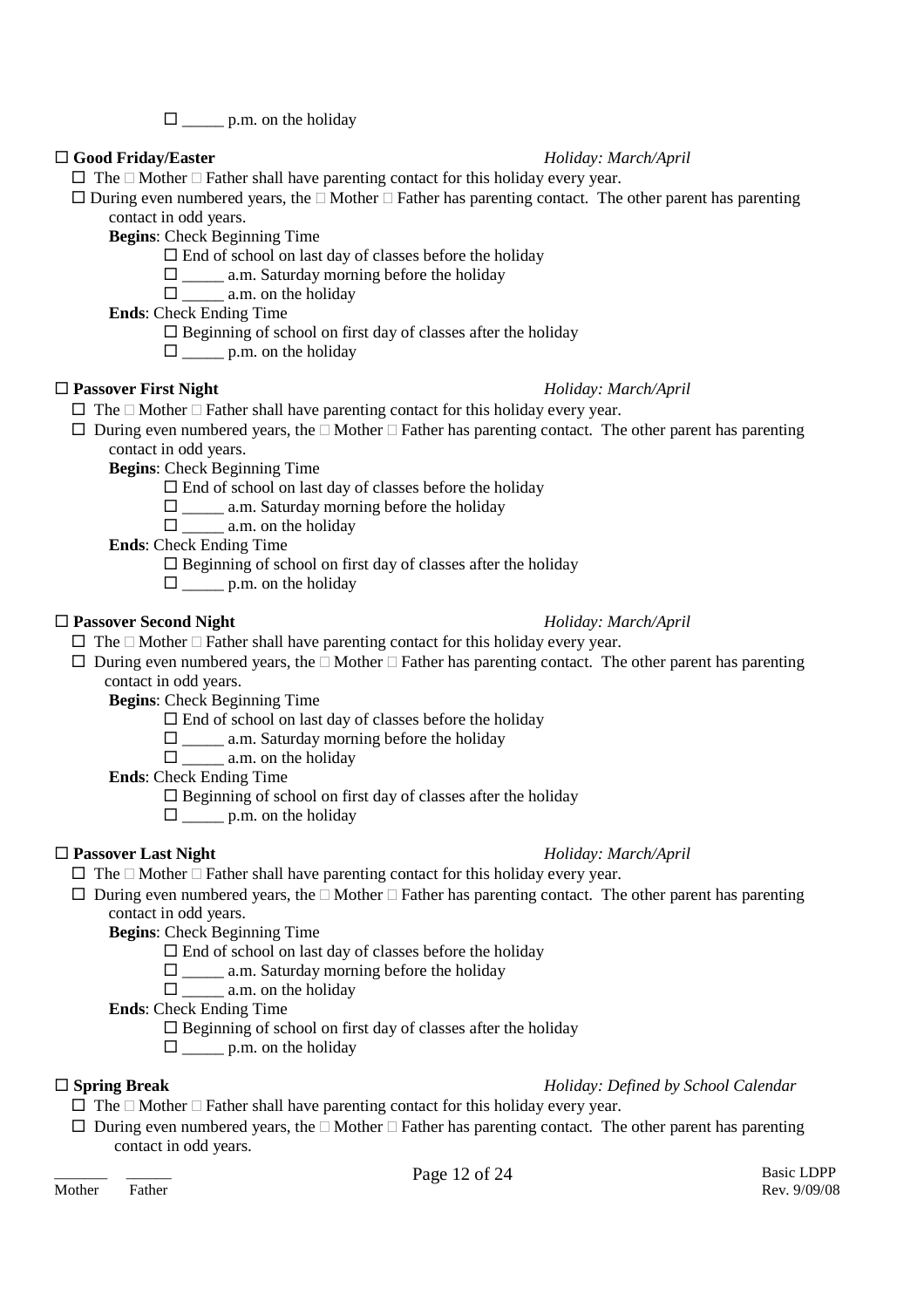☐ _____ p.m. on the holiday

☐ **Good Friday/Easter** *Holiday: March/April*

☐ The ☐ Mother ☐ Father shall have parenting contact for this holiday every year.

☐ During even numbered years, the ☐ Mother ☐ Father has parenting contact. The other parent has parenting contact in odd years.

**Begins**: Check Beginning Time

☐ End of school on last day of classes before the holiday

☐ _____ a.m. Saturday morning before the holiday

☐ _____ a.m. on the holiday

**Ends**: Check Ending Time

☐ Beginning of school on first day of classes after the holiday

☐ _____ p.m. on the holiday

☐ **Passover First Night** *Holiday: March/April*

☐ The ☐ Mother ☐ Father shall have parenting contact for this holiday every year.

☐ During even numbered years, the ☐ Mother ☐ Father has parenting contact. The other parent has parenting contact in odd years.

**Begins**: Check Beginning Time

☐ End of school on last day of classes before the holiday

☐ _____ a.m. Saturday morning before the holiday

☐ _____ a.m. on the holiday

**Ends**: Check Ending Time

☐ Beginning of school on first day of classes after the holiday

☐ _____ p.m. on the holiday

☐ **Passover Second Night** *Holiday: March/April*

☐ The ☐ Mother ☐ Father shall have parenting contact for this holiday every year.

☐ During even numbered years, the ☐ Mother ☐ Father has parenting contact. The other parent has parenting contact in odd years.

**Begins**: Check Beginning Time

☐ End of school on last day of classes before the holiday

☐ _____ a.m. Saturday morning before the holiday

☐ _____ a.m. on the holiday

**Ends**: Check Ending Time

☐ Beginning of school on first day of classes after the holiday

☐ _____ p.m. on the holiday

☐ **Passover Last Night** *Holiday: March/April*

☐ The ☐ Mother ☐ Father shall have parenting contact for this holiday every year.

☐ During even numbered years, the ☐ Mother ☐ Father has parenting contact. The other parent has parenting contact in odd years.

**Begins**: Check Beginning Time

☐ End of school on last day of classes before the holiday

☐ _____ a.m. Saturday morning before the holiday

☐ _____ a.m. on the holiday

**Ends**: Check Ending Time

☐ Beginning of school on first day of classes after the holiday

☐ _____ p.m. on the holiday

☐ **Spring Break** *Holiday: Defined by School Calendar*

☐ The ☐ Mother ☐ Father shall have parenting contact for this holiday every year.

☐ During even numbered years, the ☐ Mother ☐ Father has parenting contact. The other parent has parenting contact in odd years.

_______ ______
Mother Father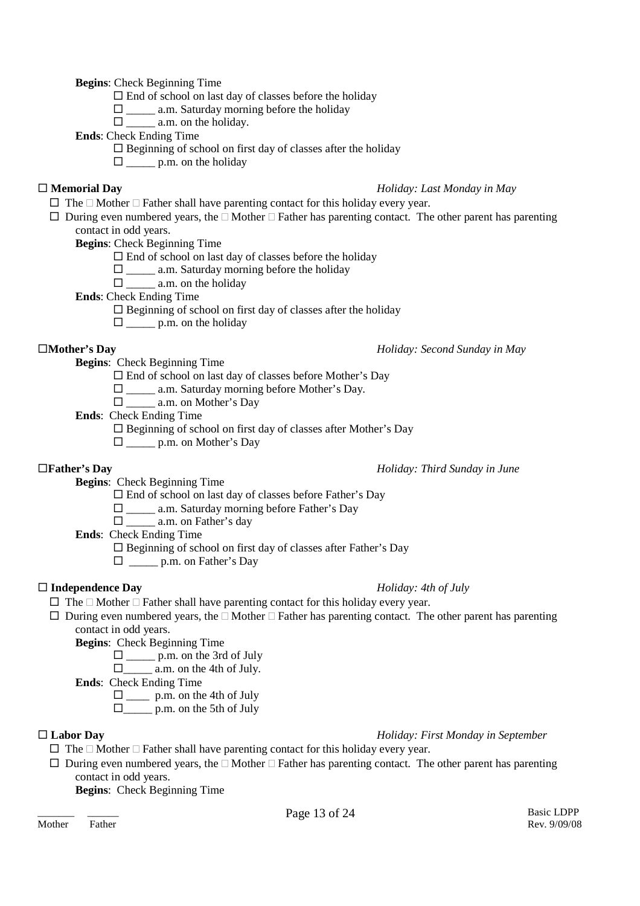**Begins**: Check Beginning Time

☐ End of school on last day of classes before the holiday

☐ _____ a.m. Saturday morning before the holiday

☐ _____ a.m. on the holiday.

**Ends**: Check Ending Time

☐ Beginning of school on first day of classes after the holiday

☐ _____ p.m. on the holiday

**☐ Memorial Day** *Holiday: Last Monday in May*

☐ The ☐ Mother ☐ Father shall have parenting contact for this holiday every year.

☐ During even numbered years, the ☐ Mother ☐ Father has parenting contact. The other parent has parenting contact in odd years.

**Begins**: Check Beginning Time

☐ End of school on last day of classes before the holiday

☐ _____ a.m. Saturday morning before the holiday

☐ _____ a.m. on the holiday

**Ends**: Check Ending Time

☐ Beginning of school on first day of classes after the holiday

☐ _____ p.m. on the holiday

**☐Mother's Day** *Holiday: Second Sunday in May*

**Begins**: Check Beginning Time

☐ End of school on last day of classes before Mother's Day

☐ _____ a.m. Saturday morning before Mother's Day.

☐ _____ a.m. on Mother's Day

**Ends**: Check Ending Time

☐ Beginning of school on first day of classes after Mother's Day

☐ _____ p.m. on Mother's Day

**☐Father's Day** *Holiday: Third Sunday in June*

**Begins**: Check Beginning Time

☐ End of school on last day of classes before Father's Day

☐ _____ a.m. Saturday morning before Father's Day

☐ _____ a.m. on Father's day

**Ends**: Check Ending Time

☐ Beginning of school on first day of classes after Father's Day

☐ _____ p.m. on Father's Day

**☐ Independence Day** *Holiday: 4th of July*

☐ The ☐ Mother ☐ Father shall have parenting contact for this holiday every year.

☐ During even numbered years, the ☐ Mother ☐ Father has parenting contact. The other parent has parenting contact in odd years.

**Begins**: Check Beginning Time

☐ _____ p.m. on the 3rd of July

☐_____ a.m. on the 4th of July.

**Ends**: Check Ending Time

☐ ____ p.m. on the 4th of July

☐_____ p.m. on the 5th of July

**☐ Labor Day** *Holiday: First Monday in September*

☐ The ☐ Mother ☐ Father shall have parenting contact for this holiday every year.

☐ During even numbered years, the ☐ Mother ☐ Father has parenting contact. The other parent has parenting contact in odd years.

**Begins**: Check Beginning Time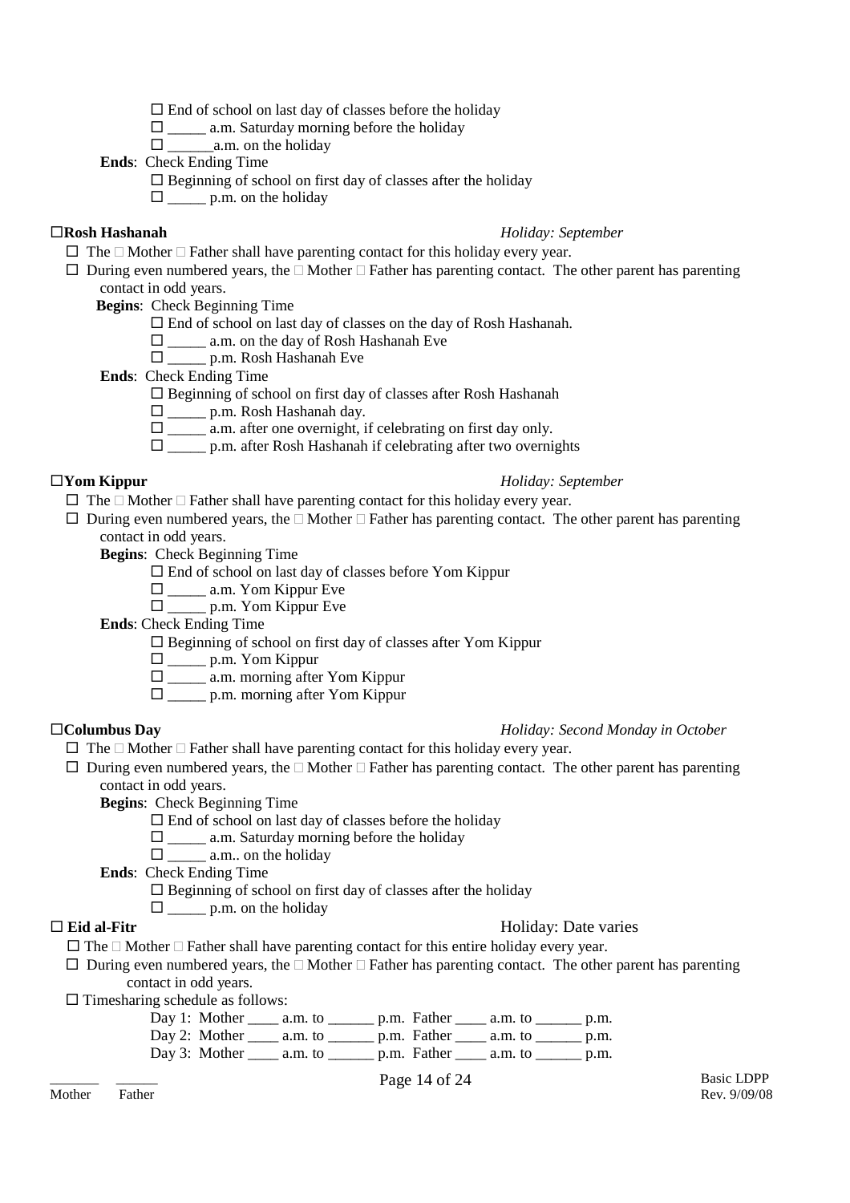☐ End of school on last day of classes before the holiday
☐ _____ a.m. Saturday morning before the holiday
☐ ______a.m. on the holiday

**Ends**: Check Ending Time

☐ Beginning of school on first day of classes after the holiday
☐ _____ p.m. on the holiday

☐**Rosh Hashanah** *Holiday: September*

☐ The ☐ Mother ☐ Father shall have parenting contact for this holiday every year.

☐ During even numbered years, the ☐ Mother ☐ Father has parenting contact. The other parent has parenting contact in odd years.

**Begins**: Check Beginning Time

☐ End of school on last day of classes on the day of Rosh Hashanah.
☐ _____ a.m. on the day of Rosh Hashanah Eve
☐ _____ p.m. Rosh Hashanah Eve

**Ends**: Check Ending Time

☐ Beginning of school on first day of classes after Rosh Hashanah
☐ _____ p.m. Rosh Hashanah day.
☐ _____ a.m. after one overnight, if celebrating on first day only.
☐ _____ p.m. after Rosh Hashanah if celebrating after two overnights

☐**Yom Kippur** *Holiday: September*

☐ The ☐ Mother ☐ Father shall have parenting contact for this holiday every year.

☐ During even numbered years, the ☐ Mother ☐ Father has parenting contact. The other parent has parenting contact in odd years.

**Begins**: Check Beginning Time

☐ End of school on last day of classes before Yom Kippur
☐ _____ a.m. Yom Kippur Eve
☐ _____ p.m. Yom Kippur Eve

**Ends**: Check Ending Time

☐ Beginning of school on first day of classes after Yom Kippur
☐ _____ p.m. Yom Kippur
☐ _____ a.m. morning after Yom Kippur
☐ _____ p.m. morning after Yom Kippur

☐**Columbus Day** *Holiday: Second Monday in October*

☐ The ☐ Mother ☐ Father shall have parenting contact for this holiday every year.

☐ During even numbered years, the ☐ Mother ☐ Father has parenting contact. The other parent has parenting contact in odd years.

**Begins**: Check Beginning Time

☐ End of school on last day of classes before the holiday
☐ _____ a.m. Saturday morning before the holiday
☐ _____ a.m.. on the holiday

**Ends**: Check Ending Time

☐ Beginning of school on first day of classes after the holiday
☐ _____ p.m. on the holiday

☐ **Eid al-Fitr** Holiday: Date varies

☐ The ☐ Mother ☐ Father shall have parenting contact for this entire holiday every year.

☐ During even numbered years, the ☐ Mother ☐ Father has parenting contact. The other parent has parenting contact in odd years.

☐ Timesharing schedule as follows:

Day 1: Mother ____ a.m. to ______ p.m. Father ____ a.m. to ______ p.m.
Day 2: Mother ____ a.m. to ______ p.m. Father ____ a.m. to ______ p.m.
Day 3: Mother ____ a.m. to ______ p.m. Father ____ a.m. to ______ p.m.

_______ ______
Mother Father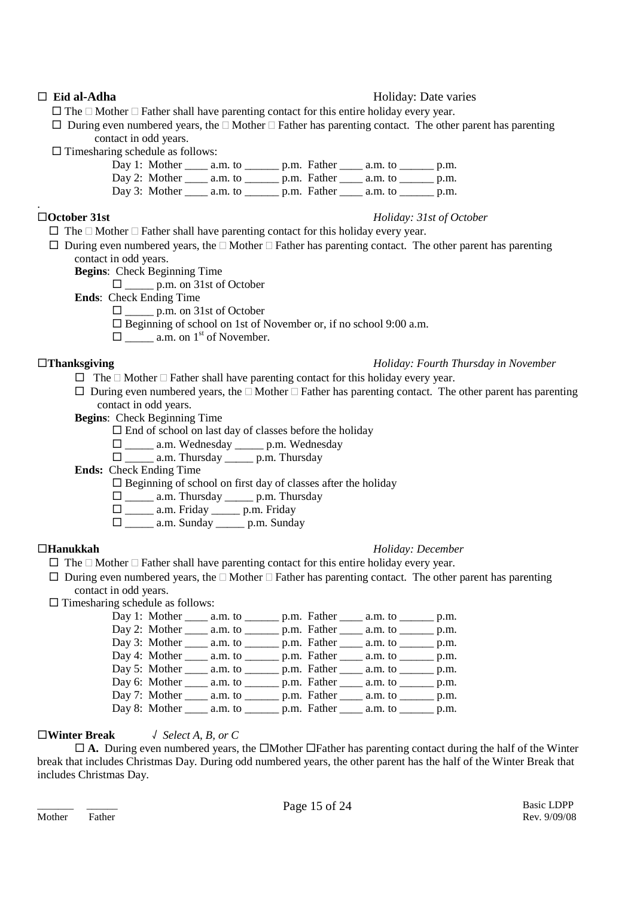☐ **Eid al-Adha** Holiday: Date varies

☐ The ☐ Mother ☐ Father shall have parenting contact for this entire holiday every year.

☐ During even numbered years, the ☐ Mother ☐ Father has parenting contact. The other parent has parenting contact in odd years.

☐ Timesharing schedule as follows:

Day 1: Mother ____ a.m. to ______ p.m. Father ____ a.m. to ______ p.m.
Day 2: Mother ____ a.m. to ______ p.m. Father ____ a.m. to ______ p.m.
Day 3: Mother ____ a.m. to ______ p.m. Father ____ a.m. to ______ p.m.

☐**October 31st** *Holiday: 31st of October*

☐ The ☐ Mother ☐ Father shall have parenting contact for this holiday every year.

☐ During even numbered years, the ☐ Mother ☐ Father has parenting contact. The other parent has parenting contact in odd years.

**Begins**: Check Beginning Time

☐ _____ p.m. on 31st of October

**Ends**: Check Ending Time

☐ _____ p.m. on 31st of October
☐ Beginning of school on 1st of November or, if no school 9:00 a.m.
☐ _____ a.m. on 1st of November.

☐**Thanksgiving** *Holiday: Fourth Thursday in November*

☐ The ☐ Mother ☐ Father shall have parenting contact for this holiday every year.

☐ During even numbered years, the ☐ Mother ☐ Father has parenting contact. The other parent has parenting contact in odd years.

**Begins**: Check Beginning Time

☐ End of school on last day of classes before the holiday
☐ _____ a.m. Wednesday _____ p.m. Wednesday
☐ _____ a.m. Thursday _____ p.m. Thursday

**Ends:** Check Ending Time

☐ Beginning of school on first day of classes after the holiday
☐ _____ a.m. Thursday _____ p.m. Thursday
☐ _____ a.m. Friday _____ p.m. Friday
☐ _____ a.m. Sunday _____ p.m. Sunday

☐**Hanukkah** *Holiday: December*

☐ The ☐ Mother ☐ Father shall have parenting contact for this entire holiday every year.

☐ During even numbered years, the ☐ Mother ☐ Father has parenting contact. The other parent has parenting contact in odd years.

☐ Timesharing schedule as follows:

Day 1: Mother ____ a.m. to ______ p.m. Father ____ a.m. to ______ p.m.
Day 2: Mother ____ a.m. to ______ p.m. Father ____ a.m. to ______ p.m.
Day 3: Mother ____ a.m. to ______ p.m. Father ____ a.m. to ______ p.m.
Day 4: Mother ____ a.m. to ______ p.m. Father ____ a.m. to ______ p.m.
Day 5: Mother ____ a.m. to ______ p.m. Father ____ a.m. to ______ p.m.
Day 6: Mother ____ a.m. to ______ p.m. Father ____ a.m. to ______ p.m.
Day 7: Mother ____ a.m. to ______ p.m. Father ____ a.m. to ______ p.m.
Day 8: Mother ____ a.m. to ______ p.m. Father ____ a.m. to ______ p.m.

☐**Winter Break** √ *Select A, B, or C*

☐ **A.** During even numbered years, the ☐Mother ☐Father has parenting contact during the half of the Winter break that includes Christmas Day. During odd numbered years, the other parent has the half of the Winter Break that includes Christmas Day.

_______ ______
Mother Father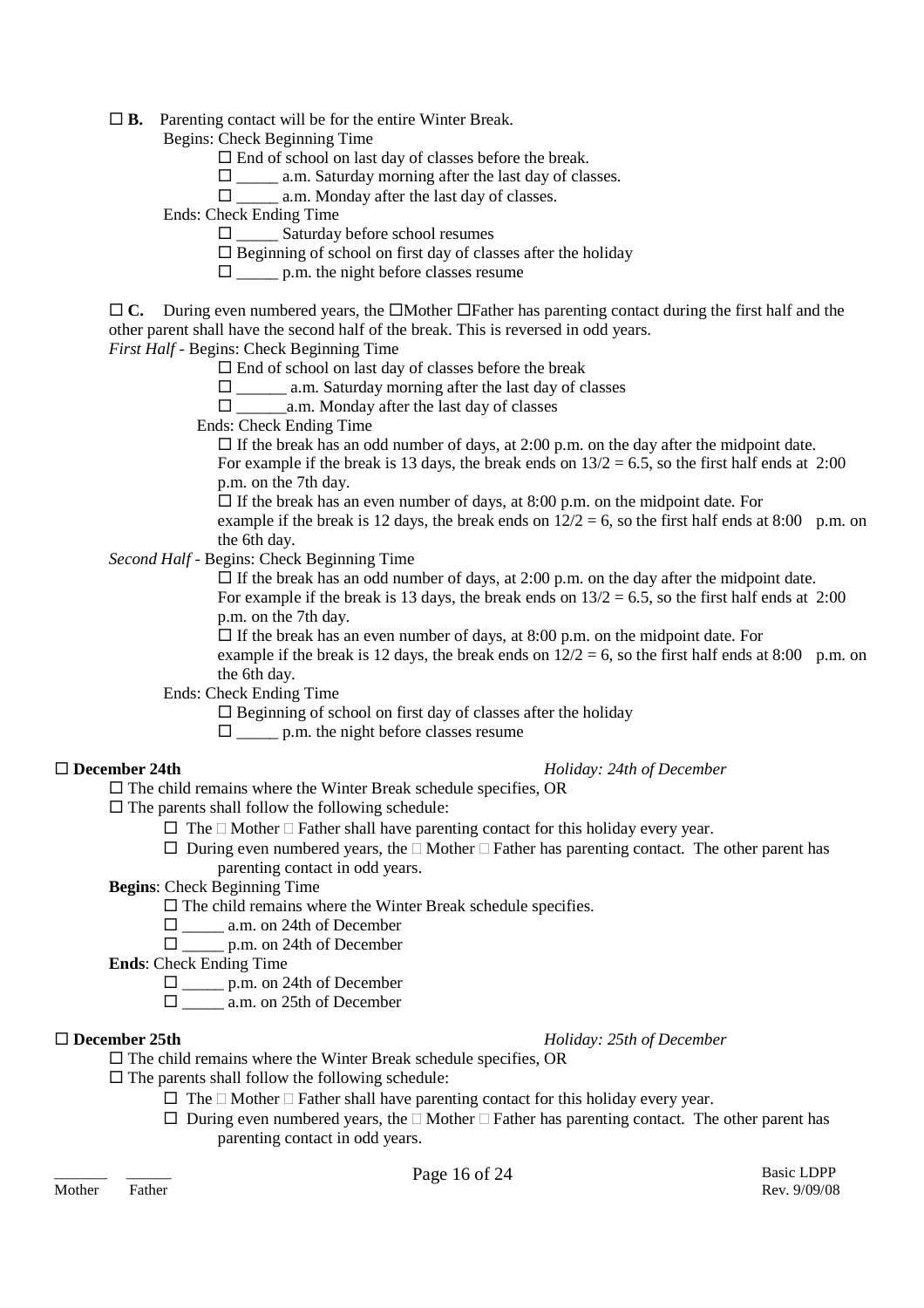☐ **B.** Parenting contact will be for the entire Winter Break.

Begins: Check Beginning Time

- ☐ End of school on last day of classes before the break.
- ☐ _____ a.m. Saturday morning after the last day of classes.
- ☐ _____ a.m. Monday after the last day of classes.

Ends: Check Ending Time

- ☐ _____ Saturday before school resumes
- ☐ Beginning of school on first day of classes after the holiday
- ☐ _____ p.m. the night before classes resume

☐ **C.** During even numbered years, the ☐Mother ☐Father has parenting contact during the first half and the other parent shall have the second half of the break. This is reversed in odd years.

*First Half* - Begins: Check Beginning Time

- ☐ End of school on last day of classes before the break
- ☐ ______ a.m. Saturday morning after the last day of classes
- ☐ ______a.m. Monday after the last day of classes

Ends: Check Ending Time

- ☐ If the break has an odd number of days, at 2:00 p.m. on the day after the midpoint date. For example if the break is 13 days, the break ends on 13/2 = 6.5, so the first half ends at 2:00 p.m. on the 7th day.
- ☐ If the break has an even number of days, at 8:00 p.m. on the midpoint date. For example if the break is 12 days, the break ends on 12/2 = 6, so the first half ends at 8:00 p.m. on the 6th day.

*Second Half* - Begins: Check Beginning Time

- ☐ If the break has an odd number of days, at 2:00 p.m. on the day after the midpoint date. For example if the break is 13 days, the break ends on 13/2 = 6.5, so the first half ends at 2:00 p.m. on the 7th day.
- ☐ If the break has an even number of days, at 8:00 p.m. on the midpoint date. For example if the break is 12 days, the break ends on 12/2 = 6, so the first half ends at 8:00 p.m. on the 6th day.

Ends: Check Ending Time

- ☐ Beginning of school on first day of classes after the holiday
- ☐ _____ p.m. the night before classes resume

☐ **December 24th** *Holiday: 24th of December*

- ☐ The child remains where the Winter Break schedule specifies, OR
- ☐ The parents shall follow the following schedule:
  - ☐ The ☐ Mother ☐ Father shall have parenting contact for this holiday every year.
  - ☐ During even numbered years, the ☐ Mother ☐ Father has parenting contact. The other parent has parenting contact in odd years.

**Begins**: Check Beginning Time

- ☐ The child remains where the Winter Break schedule specifies.
- ☐ _____ a.m. on 24th of December
- ☐ _____ p.m. on 24th of December

**Ends**: Check Ending Time

- ☐ _____ p.m. on 24th of December
- ☐ _____ a.m. on 25th of December

☐ **December 25th** *Holiday: 25th of December*

- ☐ The child remains where the Winter Break schedule specifies, OR
- ☐ The parents shall follow the following schedule:
  - ☐ The ☐ Mother ☐ Father shall have parenting contact for this holiday every year.
  - ☐ During even numbered years, the ☐ Mother ☐ Father has parenting contact. The other parent has parenting contact in odd years.

_______ ______
Mother Father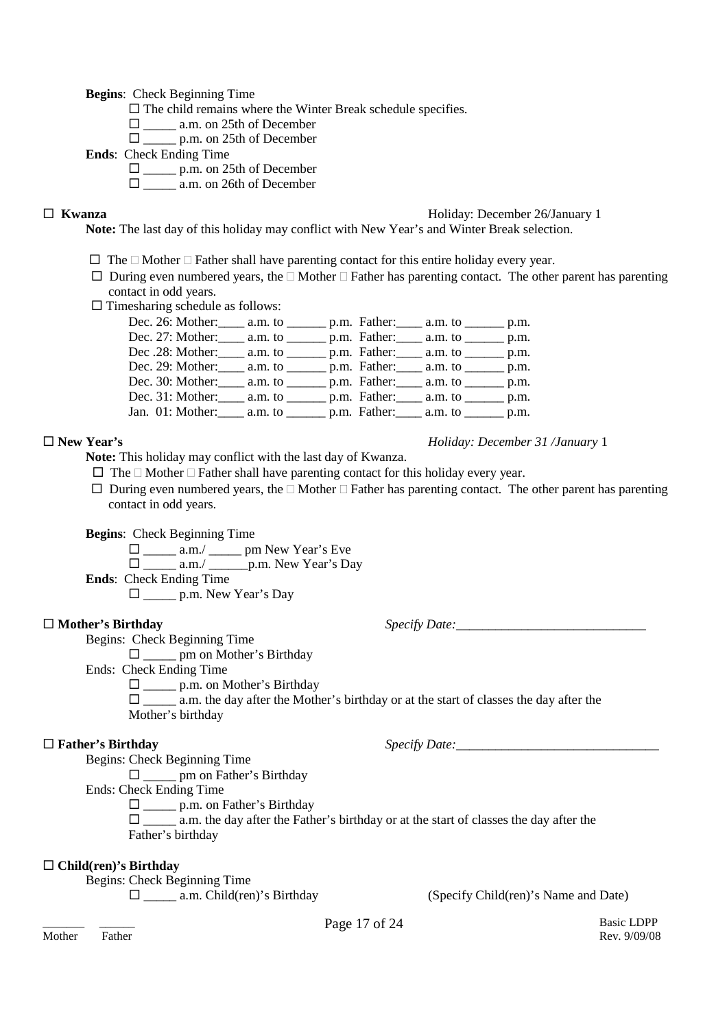**Begins**: Check Beginning Time

- ☐ The child remains where the Winter Break schedule specifies.
- ☐ _____ a.m. on 25th of December
- ☐ _____ p.m. on 25th of December

**Ends**: Check Ending Time

- ☐ _____ p.m. on 25th of December
- ☐ _____ a.m. on 26th of December

☐ **Kwanza** Holiday: December 26/January 1

**Note:** The last day of this holiday may conflict with New Year's and Winter Break selection.

- ☐ The ☐ Mother ☐ Father shall have parenting contact for this entire holiday every year.
- ☐ During even numbered years, the ☐ Mother ☐ Father has parenting contact. The other parent has parenting contact in odd years.
- ☐ Timesharing schedule as follows:

Dec. 26: Mother:____ a.m. to ______ p.m. Father:____ a.m. to ______ p.m.
Dec. 27: Mother:____ a.m. to ______ p.m. Father:____ a.m. to ______ p.m.
Dec .28: Mother:____ a.m. to ______ p.m. Father:____ a.m. to ______ p.m.
Dec. 29: Mother:____ a.m. to ______ p.m. Father:____ a.m. to ______ p.m.
Dec. 30: Mother:____ a.m. to ______ p.m. Father:____ a.m. to ______ p.m.
Dec. 31: Mother:____ a.m. to ______ p.m. Father:____ a.m. to ______ p.m.
Jan. 01: Mother:____ a.m. to ______ p.m. Father:____ a.m. to ______ p.m.

☐ **New Year's** *Holiday: December 31 /January* 1

**Note:** This holiday may conflict with the last day of Kwanza.

- ☐ The ☐ Mother ☐ Father shall have parenting contact for this holiday every year.
- ☐ During even numbered years, the ☐ Mother ☐ Father has parenting contact. The other parent has parenting contact in odd years.

**Begins**: Check Beginning Time

- ☐ _____ a.m./ _____ pm New Year's Eve
- ☐ _____ a.m./ ______p.m. New Year's Day

**Ends**: Check Ending Time

- ☐ _____ p.m. New Year's Day

☐ **Mother's Birthday** *Specify Date:*_____________________________

Begins: Check Beginning Time

- ☐ _____ pm on Mother's Birthday

Ends: Check Ending Time

- ☐ _____ p.m. on Mother's Birthday
- ☐ _____ a.m. the day after the Mother's birthday or at the start of classes the day after the Mother's birthday

☐ **Father's Birthday** *Specify Date:*_______________________________

Begins: Check Beginning Time

- ☐ _____ pm on Father's Birthday

Ends: Check Ending Time

- ☐ _____ p.m. on Father's Birthday
- ☐ _____ a.m. the day after the Father's birthday or at the start of classes the day after the Father's birthday

☐ **Child(ren)'s Birthday**

Begins: Check Beginning Time

- ☐ _____ a.m. Child(ren)'s Birthday (Specify Child(ren)'s Name and Date)

_______ ______
Mother Father

Basic LDPP
Rev. 9/09/08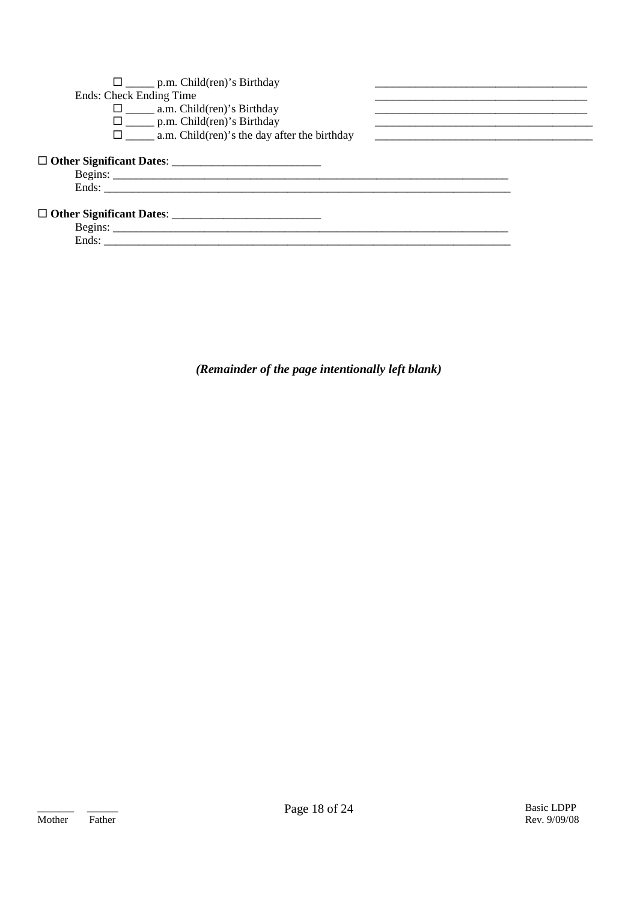☐ _____ p.m. Child(ren)'s Birthday ______________________________________

Ends: Check Ending Time ______________________________________

☐ _____ a.m. Child(ren)'s Birthday ______________________________________

☐ _____ p.m. Child(ren)'s Birthday ______________________________________

☐ _____ a.m. Child(ren)'s the day after the birthday ______________________________________

☐ **Other Significant Dates**: ___________________________

Begins: ___________________________________________________________________________

Ends: _____________________________________________________________________________

☐ **Other Significant Dates**: ___________________________

Begins: ___________________________________________________________________________

Ends: _____________________________________________________________________________

***(Remainder of the page intentionally left blank)***

_______ ______
Mother Father

Basic LDPP
Rev. 9/09/08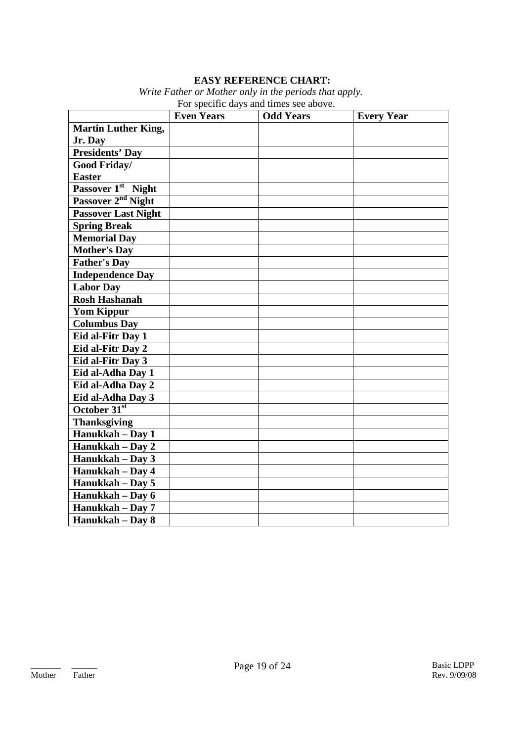**EASY REFERENCE CHART:**

*Write Father or Mother only in the periods that apply.*

For specific days and times see above.

| | **Even Years** | **Odd Years** | **Every Year** |
|---|---|---|---|
| **Martin Luther King, Jr. Day** | | | |
| **Presidents' Day** | | | |
| **Good Friday/ Easter** | | | |
| **Passover 1st Night** | | | |
| **Passover 2nd Night** | | | |
| **Passover Last Night** | | | |
| **Spring Break** | | | |
| **Memorial Day** | | | |
| **Mother's Day** | | | |
| **Father's Day** | | | |
| **Independence Day** | | | |
| **Labor Day** | | | |
| **Rosh Hashanah** | | | |
| **Yom Kippur** | | | |
| **Columbus Day** | | | |
| **Eid al-Fitr Day 1** | | | |
| **Eid al-Fitr Day 2** | | | |
| **Eid al-Fitr Day 3** | | | |
| **Eid al-Adha Day 1** | | | |
| **Eid al-Adha Day 2** | | | |
| **Eid al-Adha Day 3** | | | |
| **October 31st** | | | |
| **Thanksgiving** | | | |
| **Hanukkah – Day 1** | | | |
| **Hanukkah – Day 2** | | | |
| **Hanukkah – Day 3** | | | |
| **Hanukkah – Day 4** | | | |
| **Hanukkah – Day 5** | | | |
| **Hanukkah – Day 6** | | | |
| **Hanukkah – Day 7** | | | |
| **Hanukkah – Day 8** | | | |

_______ ______
Mother Father

Basic LDPP
Rev. 9/09/08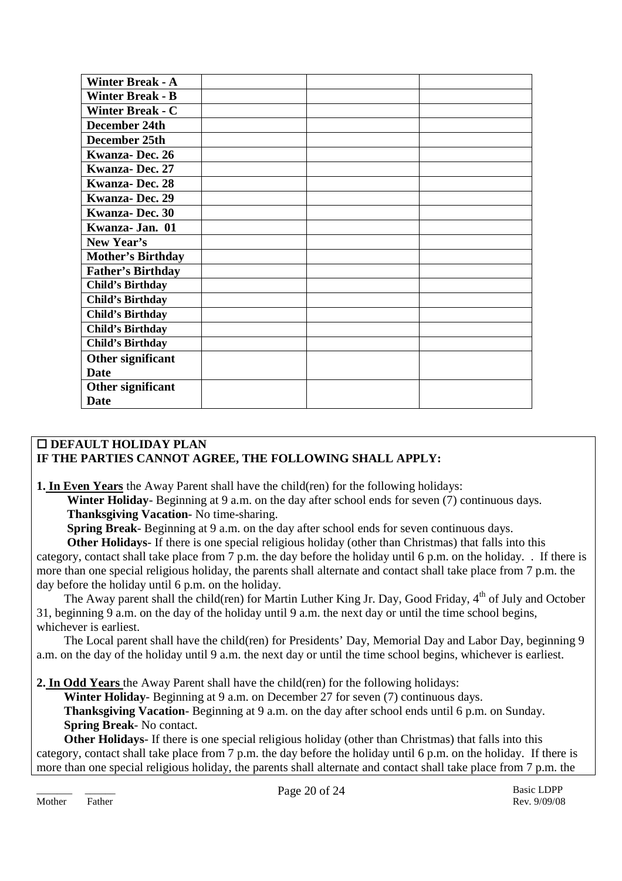| | | | |
|---|---|---|---|
| **Winter Break - A** | | | |
| **Winter Break - B** | | | |
| **Winter Break - C** | | | |
| **December 24th** | | | |
| **December 25th** | | | |
| **Kwanza- Dec. 26** | | | |
| **Kwanza- Dec. 27** | | | |
| **Kwanza- Dec. 28** | | | |
| **Kwanza- Dec. 29** | | | |
| **Kwanza- Dec. 30** | | | |
| **Kwanza- Jan. 01** | | | |
| **New Year's** | | | |
| **Mother's Birthday** | | | |
| **Father's Birthday** | | | |
| **Child's Birthday** | | | |
| **Child's Birthday** | | | |
| **Child's Birthday** | | | |
| **Child's Birthday** | | | |
| **Child's Birthday** | | | |
| **Other significant Date** | | | |
| **Other significant Date** | | | |

☐ **DEFAULT HOLIDAY PLAN**
**IF THE PARTIES CANNOT AGREE, THE FOLLOWING SHALL APPLY:**

**1. In Even Years** the Away Parent shall have the child(ren) for the following holidays:

**Winter Holiday**- Beginning at 9 a.m. on the day after school ends for seven (7) continuous days.
**Thanksgiving Vacation**- No time-sharing.
**Spring Break**- Beginning at 9 a.m. on the day after school ends for seven continuous days.
**Other Holidays**- If there is one special religious holiday (other than Christmas) that falls into this category, contact shall take place from 7 p.m. the day before the holiday until 6 p.m. on the holiday. . If there is more than one special religious holiday, the parents shall alternate and contact shall take place from 7 p.m. the day before the holiday until 6 p.m. on the holiday.

The Away parent shall the child(ren) for Martin Luther King Jr. Day, Good Friday, 4th of July and October 31, beginning 9 a.m. on the day of the holiday until 9 a.m. the next day or until the time school begins, whichever is earliest.

The Local parent shall have the child(ren) for Presidents' Day, Memorial Day and Labor Day, beginning 9 a.m. on the day of the holiday until 9 a.m. the next day or until the time school begins, whichever is earliest.

**2. In Odd Years** the Away Parent shall have the child(ren) for the following holidays:

**Winter Holiday**- Beginning at 9 a.m. on December 27 for seven (7) continuous days.
**Thanksgiving Vacation**- Beginning at 9 a.m. on the day after school ends until 6 p.m. on Sunday.
**Spring Break**- No contact.
**Other Holidays**- If there is one special religious holiday (other than Christmas) that falls into this category, contact shall take place from 7 p.m. the day before the holiday until 6 p.m. on the holiday. If there is more than one special religious holiday, the parents shall alternate and contact shall take place from 7 p.m. the

_______ ______
Mother Father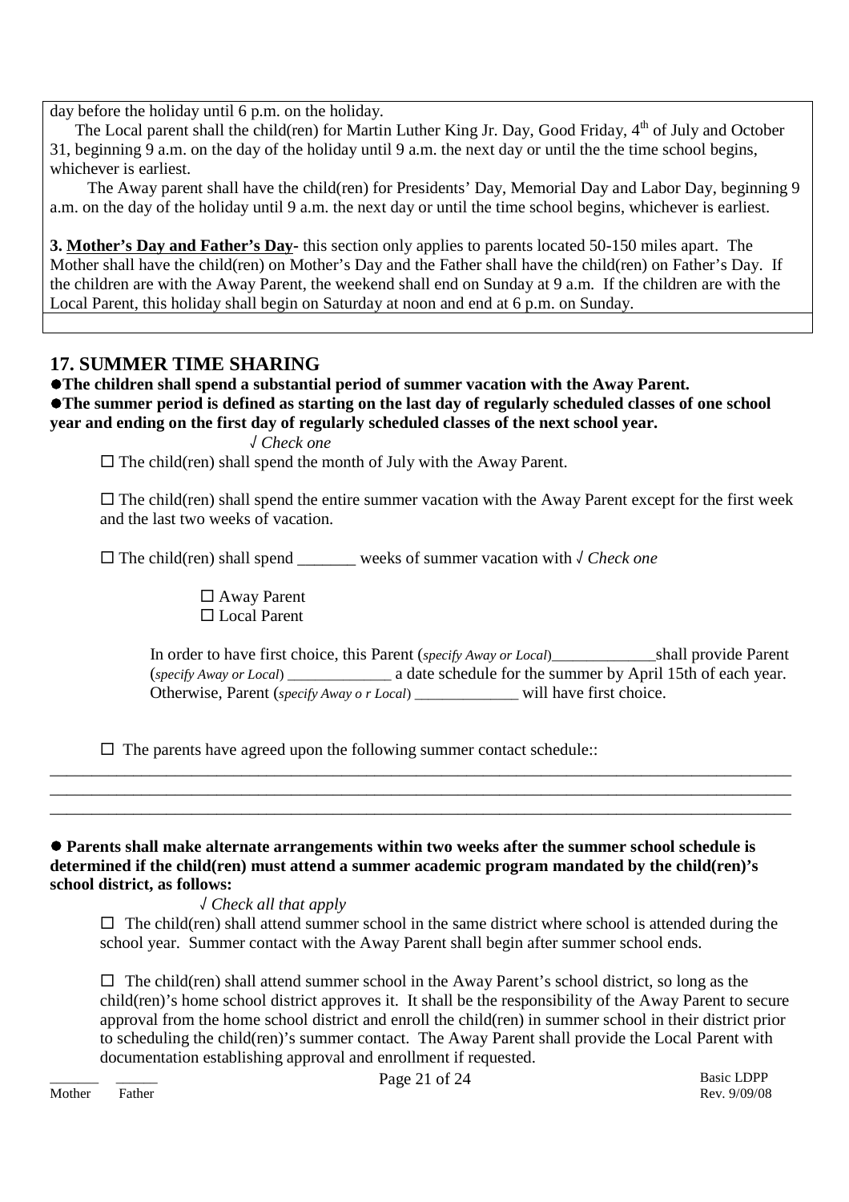day before the holiday until 6 p.m. on the holiday.

The Local parent shall the child(ren) for Martin Luther King Jr. Day, Good Friday, 4th of July and October 31, beginning 9 a.m. on the day of the holiday until 9 a.m. the next day or until the the time school begins, whichever is earliest.

The Away parent shall have the child(ren) for Presidents' Day, Memorial Day and Labor Day, beginning 9 a.m. on the day of the holiday until 9 a.m. the next day or until the time school begins, whichever is earliest.

**3. <u>Mother's Day and Father's Day</u>-** this section only applies to parents located 50-150 miles apart. The Mother shall have the child(ren) on Mother's Day and the Father shall have the child(ren) on Father's Day. If the children are with the Away Parent, the weekend shall end on Sunday at 9 a.m. If the children are with the Local Parent, this holiday shall begin on Saturday at noon and end at 6 p.m. on Sunday.

## 17. SUMMER TIME SHARING

- **The children shall spend a substantial period of summer vacation with the Away Parent.**
- **The summer period is defined as starting on the last day of regularly scheduled classes of one school year and ending on the first day of regularly scheduled classes of the next school year.**

*√ Check one*

☐ The child(ren) shall spend the month of July with the Away Parent.

☐ The child(ren) shall spend the entire summer vacation with the Away Parent except for the first week and the last two weeks of vacation.

☐ The child(ren) shall spend _______ weeks of summer vacation with *√ Check one*

☐ Away Parent
☐ Local Parent

In order to have first choice, this Parent (*specify Away or Local*)_____________shall provide Parent (*specify Away or Local*) _____________ a date schedule for the summer by April 15th of each year. Otherwise, Parent (*specify Away o r Local*) _____________ will have first choice.

☐ The parents have agreed upon the following summer contact schedule::

_____________________________________________________________________________________________
_____________________________________________________________________________________________
_____________________________________________________________________________________________

- **Parents shall make alternate arrangements within two weeks after the summer school schedule is determined if the child(ren) must attend a summer academic program mandated by the child(ren)'s school district, as follows:**

*√ Check all that apply*

☐ The child(ren) shall attend summer school in the same district where school is attended during the school year. Summer contact with the Away Parent shall begin after summer school ends.

☐ The child(ren) shall attend summer school in the Away Parent's school district, so long as the child(ren)'s home school district approves it. It shall be the responsibility of the Away Parent to secure approval from the home school district and enroll the child(ren) in summer school in their district prior to scheduling the child(ren)'s summer contact. The Away Parent shall provide the Local Parent with documentation establishing approval and enrollment if requested.

______ ______
Mother Father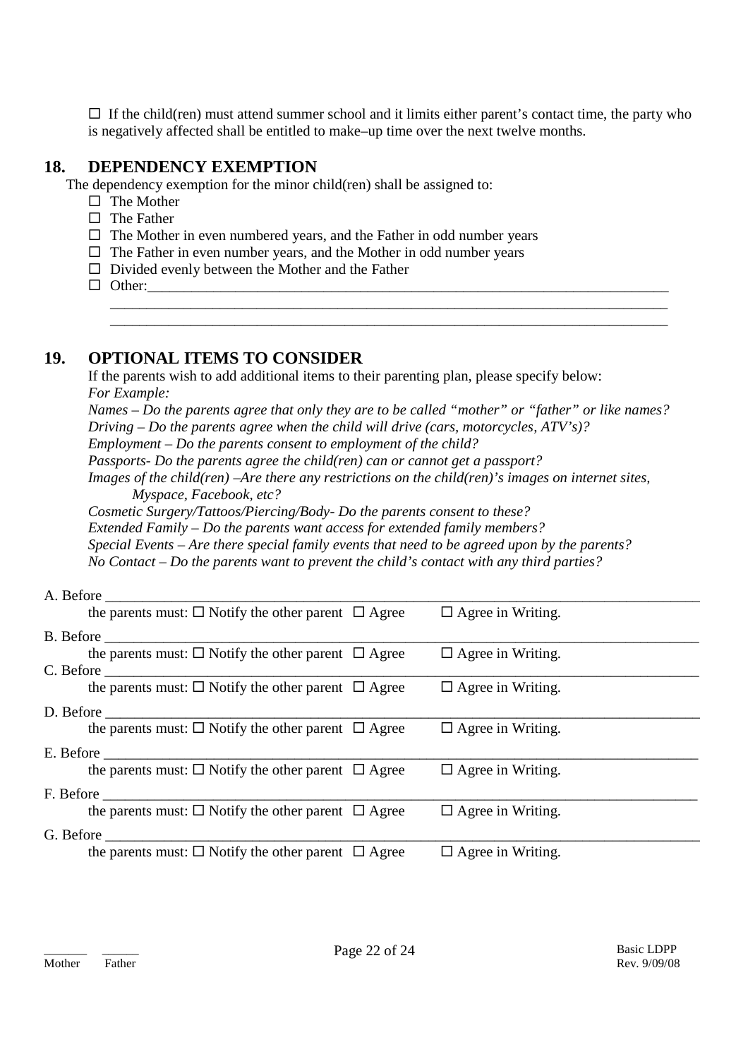☐ If the child(ren) must attend summer school and it limits either parent's contact time, the party who is negatively affected shall be entitled to make–up time over the next twelve months.

## 18. DEPENDENCY EXEMPTION

The dependency exemption for the minor child(ren) shall be assigned to:

- ☐ The Mother
- ☐ The Father
- ☐ The Mother in even numbered years, and the Father in odd number years
- ☐ The Father in even number years, and the Mother in odd number years
- ☐ Divided evenly between the Mother and the Father
- ☐ Other:___________________________________________________________________________
  ________________________________________________________________________________
  ________________________________________________________________________________

## 19. OPTIONAL ITEMS TO CONSIDER

If the parents wish to add additional items to their parenting plan, please specify below:

*For Example:*

*Names – Do the parents agree that only they are to be called "mother" or "father" or like names?*
*Driving – Do the parents agree when the child will drive (cars, motorcycles, ATV's)?*
*Employment – Do the parents consent to employment of the child?*
*Passports- Do the parents agree the child(ren) can or cannot get a passport?*
*Images of the child(ren) –Are there any restrictions on the child(ren)'s images on internet sites, Myspace, Facebook, etc?*
*Cosmetic Surgery/Tattoos/Piercing/Body- Do the parents consent to these?*
*Extended Family – Do the parents want access for extended family members?*
*Special Events – Are there special family events that need to be agreed upon by the parents?*
*No Contact – Do the parents want to prevent the child's contact with any third parties?*

A. Before ________________________________________________________________________________
the parents must: ☐ Notify the other parent ☐ Agree ☐ Agree in Writing.

B. Before ________________________________________________________________________________
the parents must: ☐ Notify the other parent ☐ Agree ☐ Agree in Writing.

C. Before ________________________________________________________________________________
the parents must: ☐ Notify the other parent ☐ Agree ☐ Agree in Writing.

D. Before ________________________________________________________________________________
the parents must: ☐ Notify the other parent ☐ Agree ☐ Agree in Writing.

E. Before ________________________________________________________________________________
the parents must: ☐ Notify the other parent ☐ Agree ☐ Agree in Writing.

F. Before ________________________________________________________________________________
the parents must: ☐ Notify the other parent ☐ Agree ☐ Agree in Writing.

G. Before ________________________________________________________________________________
the parents must: ☐ Notify the other parent ☐ Agree ☐ Agree in Writing.

______ ______
Mother Father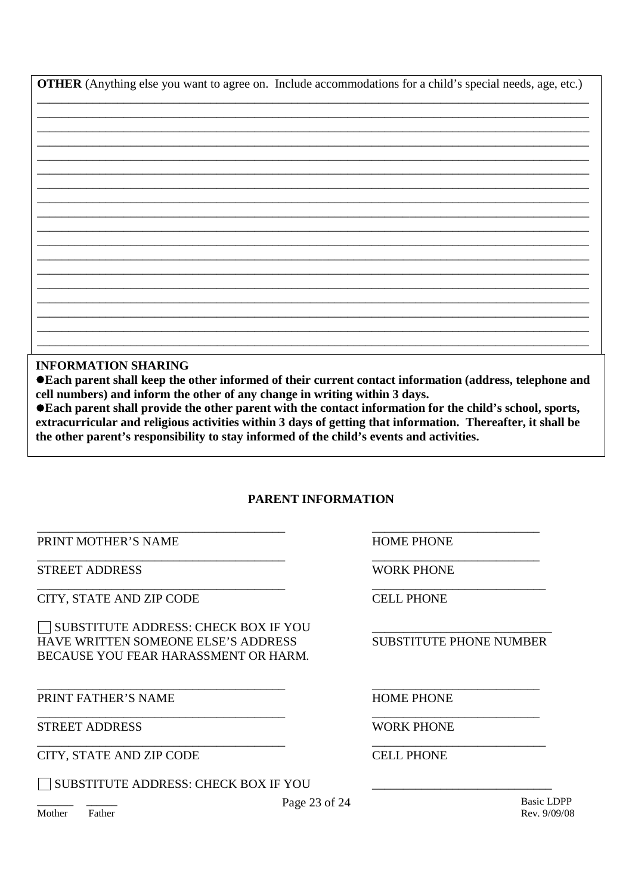**OTHER** (Anything else you want to agree on. Include accommodations for a child's special needs, age, etc.)

\_\_\_\_\_\_\_\_\_\_\_\_\_\_\_\_\_\_\_\_\_\_\_\_\_\_\_\_\_\_\_\_\_\_\_\_\_\_\_\_\_\_\_\_\_\_\_\_\_\_\_\_\_\_\_\_\_\_\_\_\_\_\_\_\_\_\_\_\_\_\_\_\_\_\_\_\_\_\_\_\_\_\_\_\_\_\_\_\_\_

\_\_\_\_\_\_\_\_\_\_\_\_\_\_\_\_\_\_\_\_\_\_\_\_\_\_\_\_\_\_\_\_\_\_\_\_\_\_\_\_\_\_\_\_\_\_\_\_\_\_\_\_\_\_\_\_\_\_\_\_\_\_\_\_\_\_\_\_\_\_\_\_\_\_\_\_\_\_\_\_\_\_\_\_\_\_\_\_\_\_

\_\_\_\_\_\_\_\_\_\_\_\_\_\_\_\_\_\_\_\_\_\_\_\_\_\_\_\_\_\_\_\_\_\_\_\_\_\_\_\_\_\_\_\_\_\_\_\_\_\_\_\_\_\_\_\_\_\_\_\_\_\_\_\_\_\_\_\_\_\_\_\_\_\_\_\_\_\_\_\_\_\_\_\_\_\_\_\_\_\_

\_\_\_\_\_\_\_\_\_\_\_\_\_\_\_\_\_\_\_\_\_\_\_\_\_\_\_\_\_\_\_\_\_\_\_\_\_\_\_\_\_\_\_\_\_\_\_\_\_\_\_\_\_\_\_\_\_\_\_\_\_\_\_\_\_\_\_\_\_\_\_\_\_\_\_\_\_\_\_\_\_\_\_\_\_\_\_\_\_\_

\_\_\_\_\_\_\_\_\_\_\_\_\_\_\_\_\_\_\_\_\_\_\_\_\_\_\_\_\_\_\_\_\_\_\_\_\_\_\_\_\_\_\_\_\_\_\_\_\_\_\_\_\_\_\_\_\_\_\_\_\_\_\_\_\_\_\_\_\_\_\_\_\_\_\_\_\_\_\_\_\_\_\_\_\_\_\_\_\_\_

\_\_\_\_\_\_\_\_\_\_\_\_\_\_\_\_\_\_\_\_\_\_\_\_\_\_\_\_\_\_\_\_\_\_\_\_\_\_\_\_\_\_\_\_\_\_\_\_\_\_\_\_\_\_\_\_\_\_\_\_\_\_\_\_\_\_\_\_\_\_\_\_\_\_\_\_\_\_\_\_\_\_\_\_\_\_\_\_\_\_

\_\_\_\_\_\_\_\_\_\_\_\_\_\_\_\_\_\_\_\_\_\_\_\_\_\_\_\_\_\_\_\_\_\_\_\_\_\_\_\_\_\_\_\_\_\_\_\_\_\_\_\_\_\_\_\_\_\_\_\_\_\_\_\_\_\_\_\_\_\_\_\_\_\_\_\_\_\_\_\_\_\_\_\_\_\_\_\_\_\_

\_\_\_\_\_\_\_\_\_\_\_\_\_\_\_\_\_\_\_\_\_\_\_\_\_\_\_\_\_\_\_\_\_\_\_\_\_\_\_\_\_\_\_\_\_\_\_\_\_\_\_\_\_\_\_\_\_\_\_\_\_\_\_\_\_\_\_\_\_\_\_\_\_\_\_\_\_\_\_\_\_\_\_\_\_\_\_\_\_\_

\_\_\_\_\_\_\_\_\_\_\_\_\_\_\_\_\_\_\_\_\_\_\_\_\_\_\_\_\_\_\_\_\_\_\_\_\_\_\_\_\_\_\_\_\_\_\_\_\_\_\_\_\_\_\_\_\_\_\_\_\_\_\_\_\_\_\_\_\_\_\_\_\_\_\_\_\_\_\_\_\_\_\_\_\_\_\_\_\_\_

\_\_\_\_\_\_\_\_\_\_\_\_\_\_\_\_\_\_\_\_\_\_\_\_\_\_\_\_\_\_\_\_\_\_\_\_\_\_\_\_\_\_\_\_\_\_\_\_\_\_\_\_\_\_\_\_\_\_\_\_\_\_\_\_\_\_\_\_\_\_\_\_\_\_\_\_\_\_\_\_\_\_\_\_\_\_\_\_\_\_

\_\_\_\_\_\_\_\_\_\_\_\_\_\_\_\_\_\_\_\_\_\_\_\_\_\_\_\_\_\_\_\_\_\_\_\_\_\_\_\_\_\_\_\_\_\_\_\_\_\_\_\_\_\_\_\_\_\_\_\_\_\_\_\_\_\_\_\_\_\_\_\_\_\_\_\_\_\_\_\_\_\_\_\_\_\_\_\_\_\_

\_\_\_\_\_\_\_\_\_\_\_\_\_\_\_\_\_\_\_\_\_\_\_\_\_\_\_\_\_\_\_\_\_\_\_\_\_\_\_\_\_\_\_\_\_\_\_\_\_\_\_\_\_\_\_\_\_\_\_\_\_\_\_\_\_\_\_\_\_\_\_\_\_\_\_\_\_\_\_\_\_\_\_\_\_\_\_\_\_\_

\_\_\_\_\_\_\_\_\_\_\_\_\_\_\_\_\_\_\_\_\_\_\_\_\_\_\_\_\_\_\_\_\_\_\_\_\_\_\_\_\_\_\_\_\_\_\_\_\_\_\_\_\_\_\_\_\_\_\_\_\_\_\_\_\_\_\_\_\_\_\_\_\_\_\_\_\_\_\_\_\_\_\_\_\_\_\_\_\_\_

\_\_\_\_\_\_\_\_\_\_\_\_\_\_\_\_\_\_\_\_\_\_\_\_\_\_\_\_\_\_\_\_\_\_\_\_\_\_\_\_\_\_\_\_\_\_\_\_\_\_\_\_\_\_\_\_\_\_\_\_\_\_\_\_\_\_\_\_\_\_\_\_\_\_\_\_\_\_\_\_\_\_\_\_\_\_\_\_\_\_

\_\_\_\_\_\_\_\_\_\_\_\_\_\_\_\_\_\_\_\_\_\_\_\_\_\_\_\_\_\_\_\_\_\_\_\_\_\_\_\_\_\_\_\_\_\_\_\_\_\_\_\_\_\_\_\_\_\_\_\_\_\_\_\_\_\_\_\_\_\_\_\_\_\_\_\_\_\_\_\_\_\_\_\_\_\_\_\_\_\_

\_\_\_\_\_\_\_\_\_\_\_\_\_\_\_\_\_\_\_\_\_\_\_\_\_\_\_\_\_\_\_\_\_\_\_\_\_\_\_\_\_\_\_\_\_\_\_\_\_\_\_\_\_\_\_\_\_\_\_\_\_\_\_\_\_\_\_\_\_\_\_\_\_\_\_\_\_\_\_\_\_\_\_\_\_\_\_\_\_\_

\_\_\_\_\_\_\_\_\_\_\_\_\_\_\_\_\_\_\_\_\_\_\_\_\_\_\_\_\_\_\_\_\_\_\_\_\_\_\_\_\_\_\_\_\_\_\_\_\_\_\_\_\_\_\_\_\_\_\_\_\_\_\_\_\_\_\_\_\_\_\_\_\_\_\_\_\_\_\_\_\_\_\_\_\_\_\_\_\_\_

\_\_\_\_\_\_\_\_\_\_\_\_\_\_\_\_\_\_\_\_\_\_\_\_\_\_\_\_\_\_\_\_\_\_\_\_\_\_\_\_\_\_\_\_\_\_\_\_\_\_\_\_\_\_\_\_\_\_\_\_\_\_\_\_\_\_\_\_\_\_\_\_\_\_\_\_\_\_\_\_\_\_\_\_\_\_\_\_\_\_

\_\_\_\_\_\_\_\_\_\_\_\_\_\_\_\_\_\_\_\_\_\_\_\_\_\_\_\_\_\_\_\_\_\_\_\_\_\_\_\_\_\_\_\_\_\_\_\_\_\_\_\_\_\_\_\_\_\_\_\_\_\_\_\_\_\_\_\_\_\_\_\_\_\_\_\_\_\_\_\_\_\_\_\_\_\_\_\_\_\_

**INFORMATION SHARING**

- **Each parent shall keep the other informed of their current contact information (address, telephone and cell numbers) and inform the other of any change in writing within 3 days.**
- **Each parent shall provide the other parent with the contact information for the child's school, sports, extracurricular and religious activities within 3 days of getting that information. Thereafter, it shall be the other parent's responsibility to stay informed of the child's events and activities.**

**PARENT INFORMATION**

\_\_\_\_\_\_\_\_\_\_\_\_\_\_\_\_\_\_\_\_\_\_\_\_\_\_\_\_\_\_\_\_\_\_\_\_\_\_\_\_ PRINT MOTHER'S NAME — \_\_\_\_\_\_\_\_\_\_\_\_\_\_\_\_\_\_\_\_\_\_\_\_\_\_\_ HOME PHONE

\_\_\_\_\_\_\_\_\_\_\_\_\_\_\_\_\_\_\_\_\_\_\_\_\_\_\_\_\_\_\_\_\_\_\_\_\_\_\_\_ STREET ADDRESS — \_\_\_\_\_\_\_\_\_\_\_\_\_\_\_\_\_\_\_\_\_\_\_\_\_\_\_ WORK PHONE

\_\_\_\_\_\_\_\_\_\_\_\_\_\_\_\_\_\_\_\_\_\_\_\_\_\_\_\_\_\_\_\_\_\_\_\_\_\_\_\_ CITY, STATE AND ZIP CODE — \_\_\_\_\_\_\_\_\_\_\_\_\_\_\_\_\_\_\_\_\_\_\_\_\_\_\_\_ CELL PHONE

☐ SUBSTITUTE ADDRESS: CHECK BOX IF YOU HAVE WRITTEN SOMEONE ELSE'S ADDRESS BECAUSE YOU FEAR HARASSMENT OR HARM. — \_\_\_\_\_\_\_\_\_\_\_\_\_\_\_\_\_\_\_\_\_\_\_\_\_\_\_\_\_ SUBSTITUTE PHONE NUMBER

\_\_\_\_\_\_\_\_\_\_\_\_\_\_\_\_\_\_\_\_\_\_\_\_\_\_\_\_\_\_\_\_\_\_\_\_\_\_\_\_ PRINT FATHER'S NAME — \_\_\_\_\_\_\_\_\_\_\_\_\_\_\_\_\_\_\_\_\_\_\_\_\_\_\_ HOME PHONE

\_\_\_\_\_\_\_\_\_\_\_\_\_\_\_\_\_\_\_\_\_\_\_\_\_\_\_\_\_\_\_\_\_\_\_\_\_\_\_\_ STREET ADDRESS — \_\_\_\_\_\_\_\_\_\_\_\_\_\_\_\_\_\_\_\_\_\_\_\_\_\_\_ WORK PHONE

\_\_\_\_\_\_\_\_\_\_\_\_\_\_\_\_\_\_\_\_\_\_\_\_\_\_\_\_\_\_\_\_\_\_\_\_\_\_\_\_ CITY, STATE AND ZIP CODE — \_\_\_\_\_\_\_\_\_\_\_\_\_\_\_\_\_\_\_\_\_\_\_\_\_\_\_\_ CELL PHONE

☐ SUBSTITUTE ADDRESS: CHECK BOX IF YOU — \_\_\_\_\_\_\_\_\_\_\_\_\_\_\_\_\_\_\_\_\_\_\_\_\_\_\_\_\_

\_\_\_\_\_\_ Mother \_\_\_\_\_\_ Father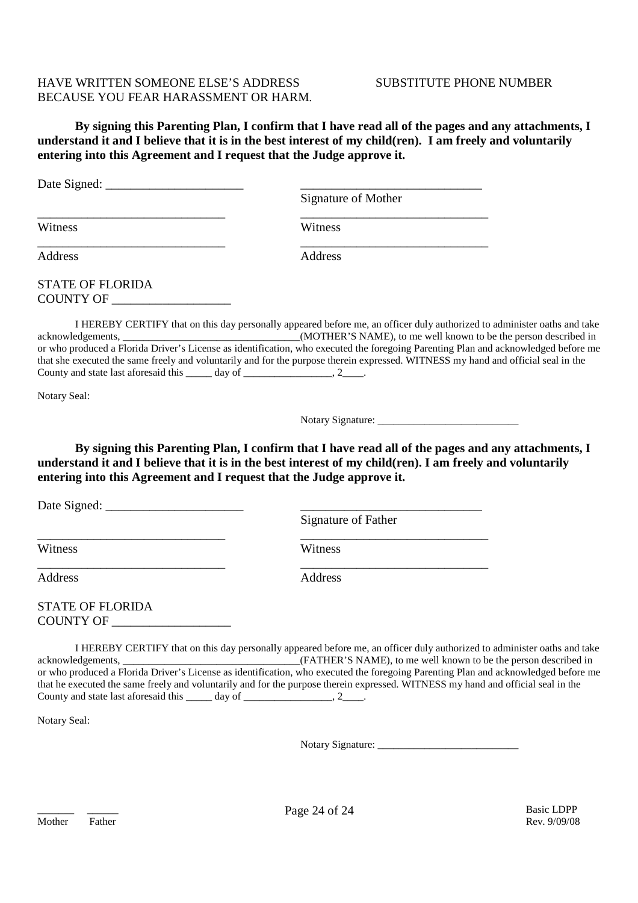HAVE WRITTEN SOMEONE ELSE'S ADDRESS BECAUSE YOU FEAR HARASSMENT OR HARM. SUBSTITUTE PHONE NUMBER

**By signing this Parenting Plan, I confirm that I have read all of the pages and any attachments, I understand it and I believe that it is in the best interest of my child(ren). I am freely and voluntarily entering into this Agreement and I request that the Judge approve it.**

Date Signed: ______________________ ______________________________
Signature of Mother

______________________________ ______________________________
Witness Witness

______________________________ ______________________________
Address Address

STATE OF FLORIDA
COUNTY OF ___________________

I HEREBY CERTIFY that on this day personally appeared before me, an officer duly authorized to administer oaths and take acknowledgements, __________________________________(MOTHER'S NAME), to me well known to be the person described in or who produced a Florida Driver's License as identification, who executed the foregoing Parenting Plan and acknowledged before me that she executed the same freely and voluntarily and for the purpose therein expressed. WITNESS my hand and official seal in the County and state last aforesaid this _____ day of _________________, 2____.

Notary Seal:

Notary Signature: ___________________________

**By signing this Parenting Plan, I confirm that I have read all of the pages and any attachments, I understand it and I believe that it is in the best interest of my child(ren). I am freely and voluntarily entering into this Agreement and I request that the Judge approve it.**

Date Signed: ______________________ ______________________________
Signature of Father

______________________________ ______________________________
Witness Witness

______________________________ ______________________________
Address Address

STATE OF FLORIDA
COUNTY OF ___________________

I HEREBY CERTIFY that on this day personally appeared before me, an officer duly authorized to administer oaths and take acknowledgements, __________________________________(FATHER'S NAME), to me well known to be the person described in or who produced a Florida Driver's License as identification, who executed the foregoing Parenting Plan and acknowledged before me that he executed the same freely and voluntarily and for the purpose therein expressed. WITNESS my hand and official seal in the County and state last aforesaid this _____ day of _________________, 2____.

Notary Seal:

Notary Signature: ___________________________

______ ______
Mother Father